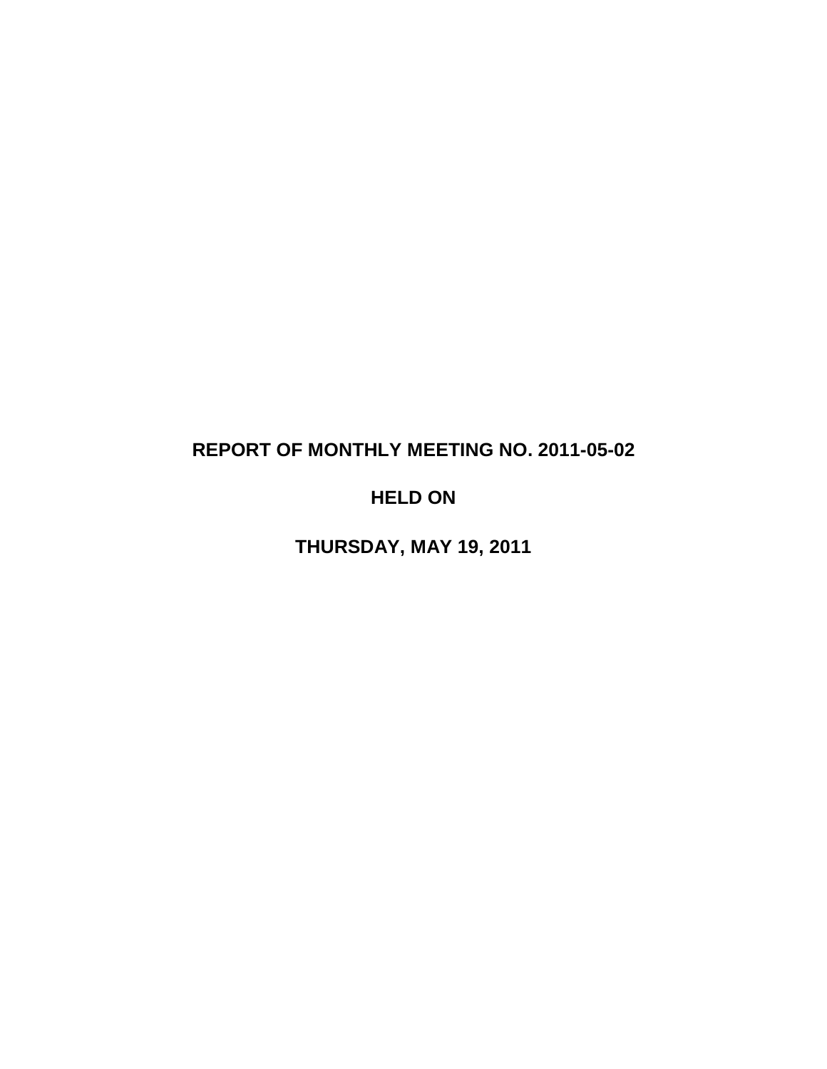# REPORT OF MONTHLY MEETING NO. 2011-05-02

# HELD ON

# THURSDAY, MAY 19, 2011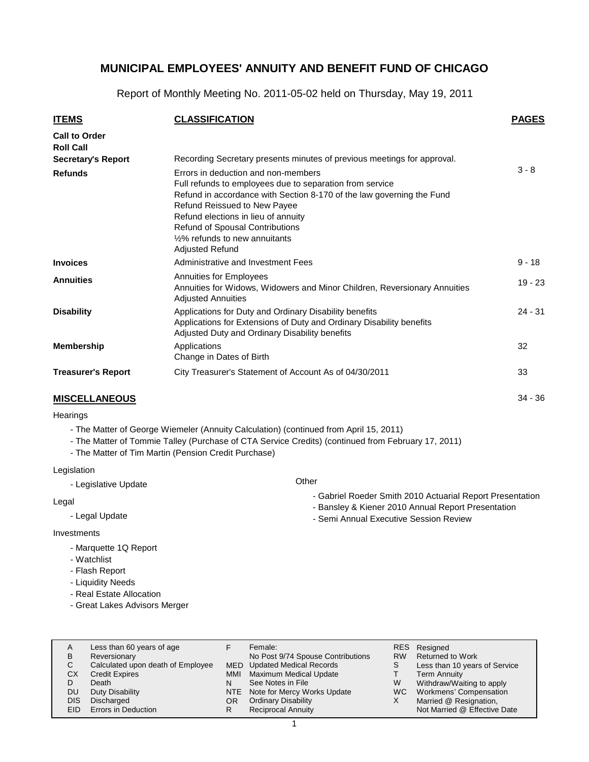# MUNICIPAL EMPLOYEES' ANNUITY AND BENEFIT FUND OF CHICAGO

Report of Monthly Meeting No. 2011-05-02 held on Thursday, May 19, 2011

| ITEMS | CLASSIFICATION | PAGES |
|---|---|---|
| **Call to Order** | | |
| **Roll Call** | | |
| **Secretary's Report** | Recording Secretary presents minutes of previous meetings for approval. | |
| **Refunds** | Errors in deduction and non-members<br>Full refunds to employees due to separation from service<br>Refund in accordance with Section 8-170 of the law governing the Fund<br>Refund Reissued to New Payee<br>Refund elections in lieu of annuity<br>Refund of Spousal Contributions<br>½% refunds to new annuitants<br>Adjusted Refund | 3 - 8 |
| **Invoices** | Administrative and Investment Fees | 9 - 18 |
| **Annuities** | Annuities for Employees<br>Annuities for Widows, Widowers and Minor Children, Reversionary Annuities<br>Adjusted Annuities | 19 - 23 |
| **Disability** | Applications for Duty and Ordinary Disability benefits<br>Applications for Extensions of Duty and Ordinary Disability benefits<br>Adjusted Duty and Ordinary Disability benefits | 24 - 31 |
| **Membership** | Applications<br>Change in Dates of Birth | 32 |
| **Treasurer's Report** | City Treasurer's Statement of Account As of 04/30/2011 | 33 |

## MISCELLANEOUS

34 - 36

Hearings

- The Matter of George Wiemeler (Annuity Calculation) (continued from April 15, 2011)
- The Matter of Tommie Talley (Purchase of CTA Service Credits) (continued from February 17, 2011)
- The Matter of Tim Martin (Pension Credit Purchase)

Legislation

- Legislative Update

Legal

- Legal Update

Investments

- Marquette 1Q Report
- Watchlist
- Flash Report
- Liquidity Needs
- Real Estate Allocation
- Great Lakes Advisors Merger

Other

- Gabriel Roeder Smith 2010 Actuarial Report Presentation
- Bansley & Kiener 2010 Annual Report Presentation
- Semi Annual Executive Session Review

| | | | | | |
|---|---|---|---|---|---|
| A | Less than 60 years of age | F | Female: No Post 9/74 Spouse Contributions | RES | Resigned |
| B | Reversionary | MED | Updated Medical Records | RW | Returned to Work |
| C | Calculated upon death of Employee | MMI | Maximum Medical Update | S | Less than 10 years of Service |
| CX | Credit Expires | N | See Notes in File | T | Term Annuity |
| D | Death | NTE | Note for Mercy Works Update | W | Withdraw/Waiting to apply |
| DU | Duty Disability | OR | Ordinary Disability | WC | Workmens' Compensation |
| DIS | Discharged | R | Reciprocal Annuity | X | Married @ Resignation, Not Married @ Effective Date |
| EID | Errors in Deduction | | | | |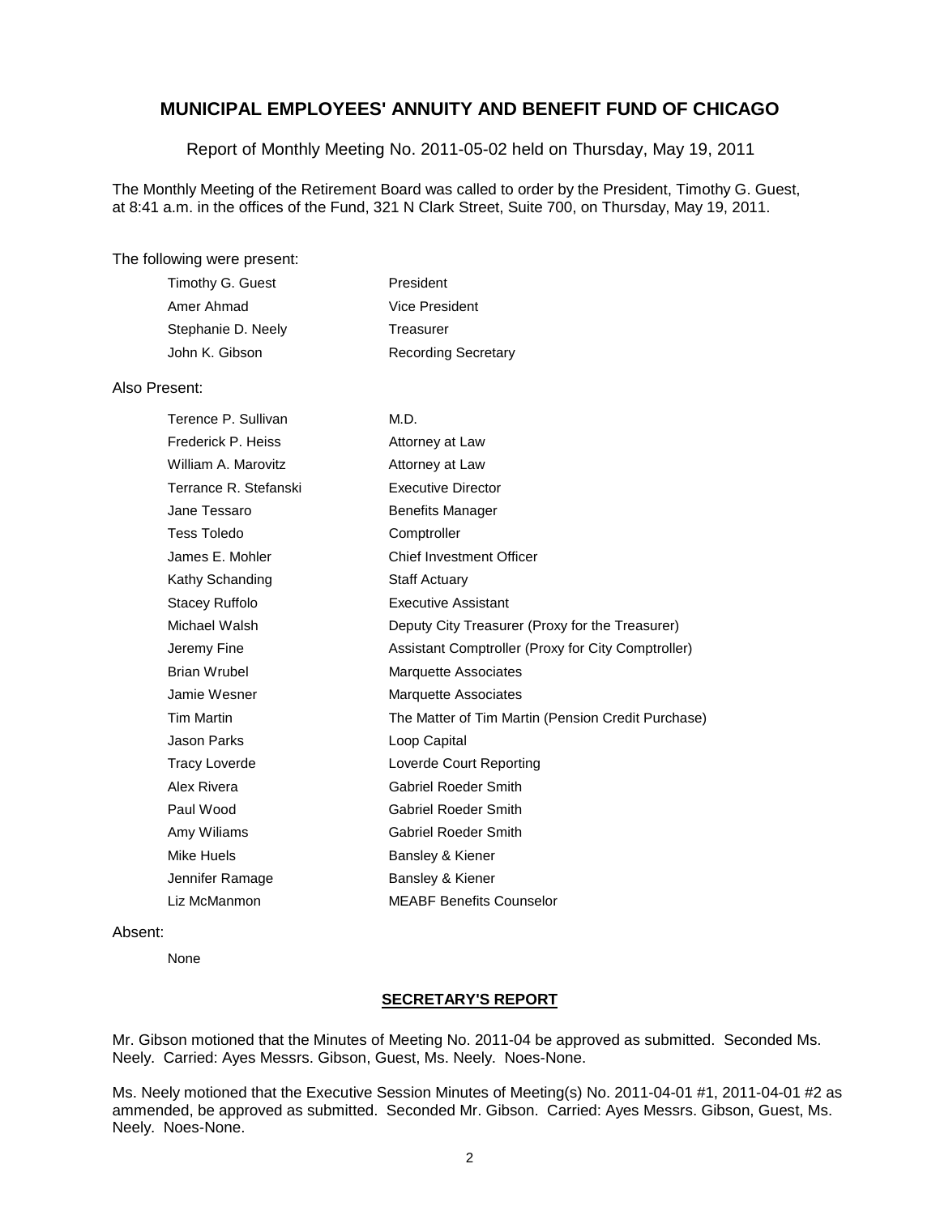# MUNICIPAL EMPLOYEES' ANNUITY AND BENEFIT FUND OF CHICAGO

Report of Monthly Meeting No. 2011-05-02 held on Thursday, May 19, 2011

The Monthly Meeting of the Retirement Board was called to order by the President, Timothy G. Guest, at 8:41 a.m. in the offices of the Fund, 321 N Clark Street, Suite 700, on Thursday, May 19, 2011.

The following were present:

| | |
|---|---|
| Timothy G. Guest | President |
| Amer Ahmad | Vice President |
| Stephanie D. Neely | Treasurer |
| John K. Gibson | Recording Secretary |

Also Present:

| | |
|---|---|
| Terence P. Sullivan | M.D. |
| Frederick P. Heiss | Attorney at Law |
| William A. Marovitz | Attorney at Law |
| Terrance R. Stefanski | Executive Director |
| Jane Tessaro | Benefits Manager |
| Tess Toledo | Comptroller |
| James E. Mohler | Chief Investment Officer |
| Kathy Schanding | Staff Actuary |
| Stacey Ruffolo | Executive Assistant |
| Michael Walsh | Deputy City Treasurer (Proxy for the Treasurer) |
| Jeremy Fine | Assistant Comptroller (Proxy for City Comptroller) |
| Brian Wrubel | Marquette Associates |
| Jamie Wesner | Marquette Associates |
| Tim Martin | The Matter of Tim Martin (Pension Credit Purchase) |
| Jason Parks | Loop Capital |
| Tracy Loverde | Loverde Court Reporting |
| Alex Rivera | Gabriel Roeder Smith |
| Paul Wood | Gabriel Roeder Smith |
| Amy Wiliams | Gabriel Roeder Smith |
| Mike Huels | Bansley & Kiener |
| Jennifer Ramage | Bansley & Kiener |
| Liz McManmon | MEABF Benefits Counselor |

Absent:

None

## SECRETARY'S REPORT

Mr. Gibson motioned that the Minutes of Meeting No. 2011-04 be approved as submitted. Seconded Ms. Neely. Carried: Ayes Messrs. Gibson, Guest, Ms. Neely. Noes-None.

Ms. Neely motioned that the Executive Session Minutes of Meeting(s) No. 2011-04-01 #1, 2011-04-01 #2 as ammended, be approved as submitted. Seconded Mr. Gibson. Carried: Ayes Messrs. Gibson, Guest, Ms. Neely. Noes-None.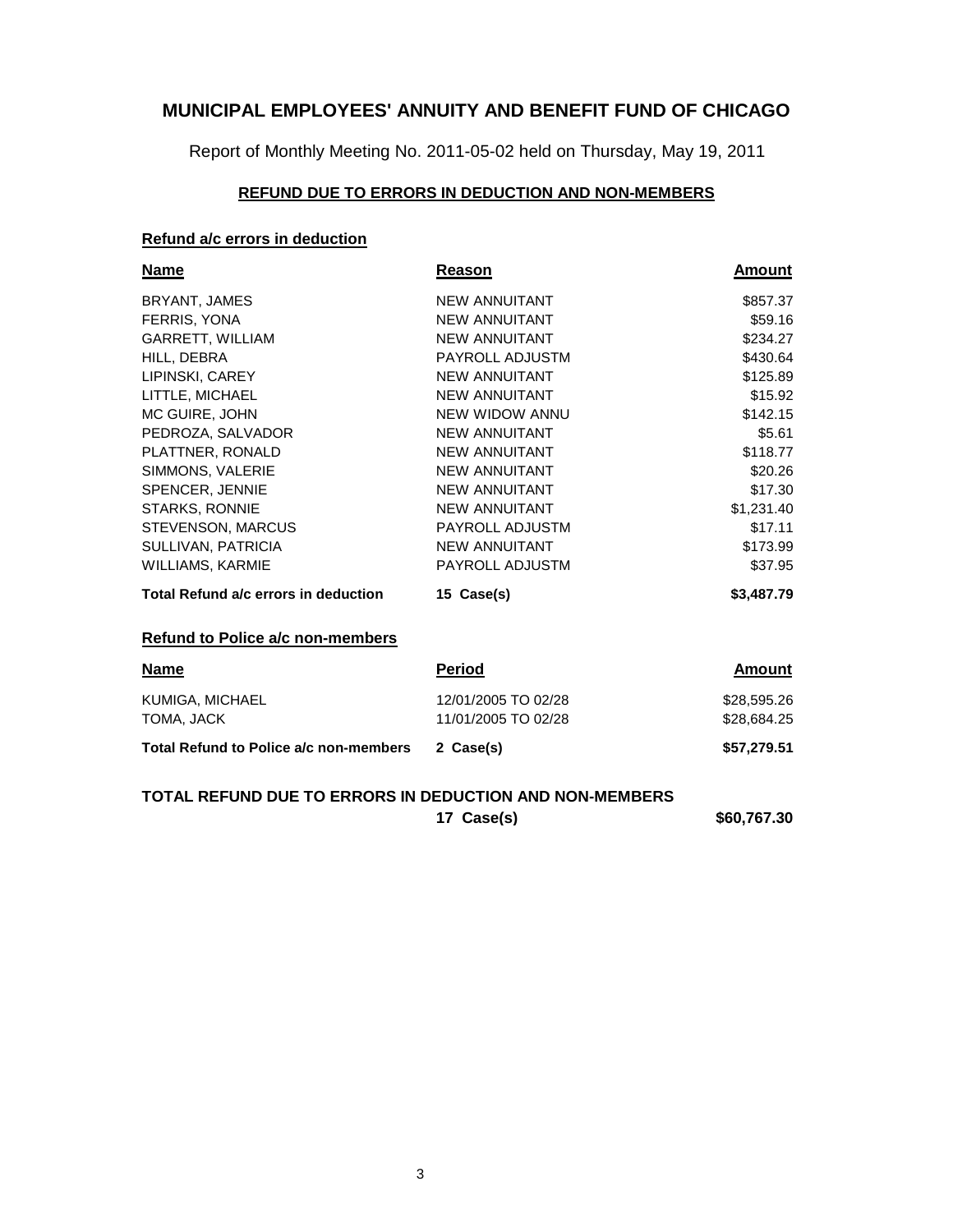# MUNICIPAL EMPLOYEES' ANNUITY AND BENEFIT FUND OF CHICAGO

Report of Monthly Meeting No. 2011-05-02 held on Thursday, May 19, 2011

## REFUND DUE TO ERRORS IN DEDUCTION AND NON-MEMBERS

### Refund a/c errors in deduction

| Name | Reason | Amount |
|---|---|---|
| BRYANT, JAMES | NEW ANNUITANT | $857.37 |
| FERRIS, YONA | NEW ANNUITANT | $59.16 |
| GARRETT, WILLIAM | NEW ANNUITANT | $234.27 |
| HILL, DEBRA | PAYROLL ADJUSTM | $430.64 |
| LIPINSKI, CAREY | NEW ANNUITANT | $125.89 |
| LITTLE, MICHAEL | NEW ANNUITANT | $15.92 |
| MC GUIRE, JOHN | NEW WIDOW ANNU | $142.15 |
| PEDROZA, SALVADOR | NEW ANNUITANT | $5.61 |
| PLATTNER, RONALD | NEW ANNUITANT | $118.77 |
| SIMMONS, VALERIE | NEW ANNUITANT | $20.26 |
| SPENCER, JENNIE | NEW ANNUITANT | $17.30 |
| STARKS, RONNIE | NEW ANNUITANT | $1,231.40 |
| STEVENSON, MARCUS | PAYROLL ADJUSTM | $17.11 |
| SULLIVAN, PATRICIA | NEW ANNUITANT | $173.99 |
| WILLIAMS, KARMIE | PAYROLL ADJUSTM | $37.95 |
| **Total Refund a/c errors in deduction** | **15 Case(s)** | **$3,487.79** |

### Refund to Police a/c non-members

| Name | Period | Amount |
|---|---|---|
| KUMIGA, MICHAEL | 12/01/2005 TO 02/28 | $28,595.26 |
| TOMA, JACK | 11/01/2005 TO 02/28 | $28,684.25 |
| **Total Refund to Police a/c non-members** | **2 Case(s)** | **$57,279.51** |

**TOTAL REFUND DUE TO ERRORS IN DEDUCTION AND NON-MEMBERS**

**17 Case(s)** **$60,767.30**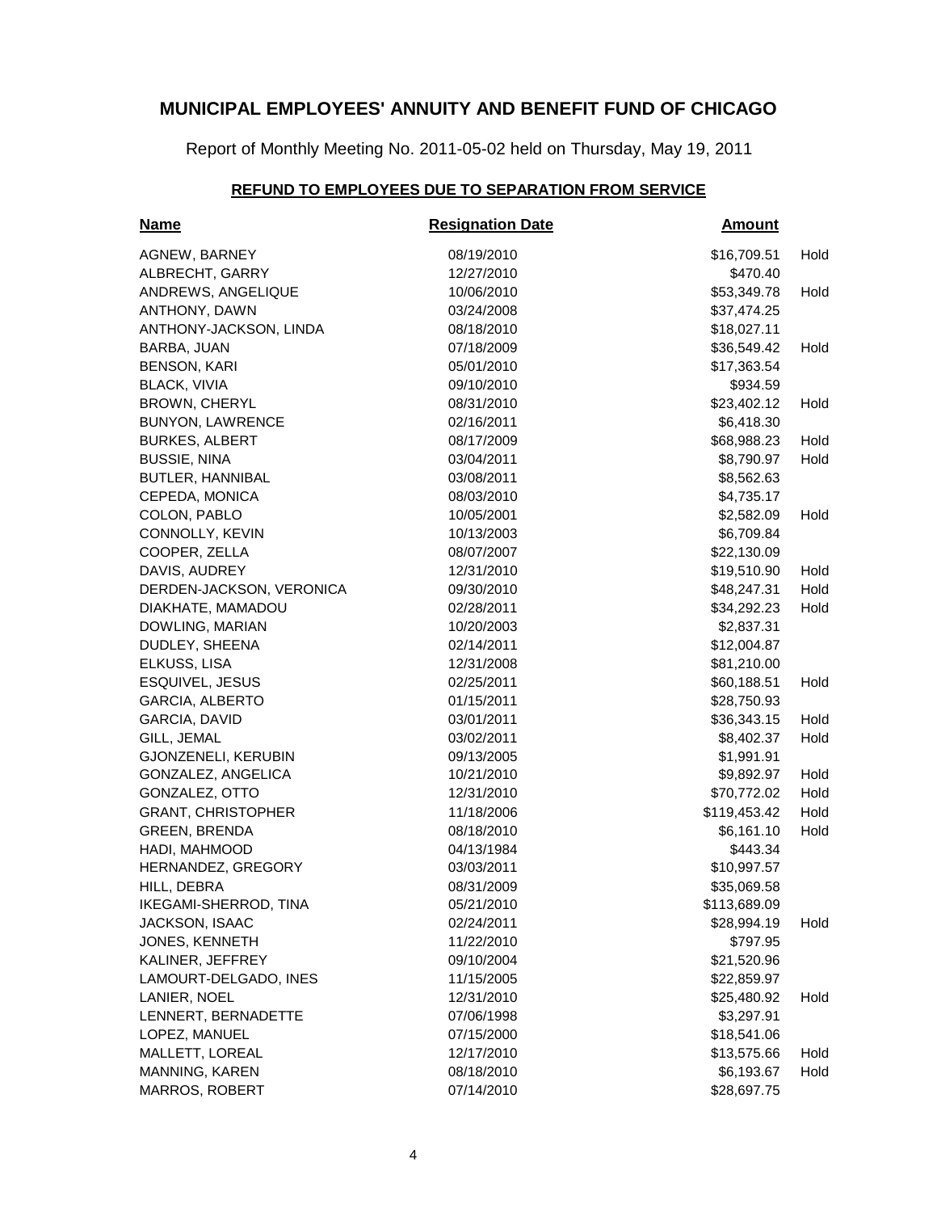# MUNICIPAL EMPLOYEES' ANNUITY AND BENEFIT FUND OF CHICAGO

Report of Monthly Meeting No. 2011-05-02 held on Thursday, May 19, 2011

## REFUND TO EMPLOYEES DUE TO SEPARATION FROM SERVICE

| Name | Resignation Date | Amount | |
|---|---|---|---|
| AGNEW, BARNEY | 08/19/2010 | $16,709.51 | Hold |
| ALBRECHT, GARRY | 12/27/2010 | $470.40 | |
| ANDREWS, ANGELIQUE | 10/06/2010 | $53,349.78 | Hold |
| ANTHONY, DAWN | 03/24/2008 | $37,474.25 | |
| ANTHONY-JACKSON, LINDA | 08/18/2010 | $18,027.11 | |
| BARBA, JUAN | 07/18/2009 | $36,549.42 | Hold |
| BENSON, KARI | 05/01/2010 | $17,363.54 | |
| BLACK, VIVIA | 09/10/2010 | $934.59 | |
| BROWN, CHERYL | 08/31/2010 | $23,402.12 | Hold |
| BUNYON, LAWRENCE | 02/16/2011 | $6,418.30 | |
| BURKES, ALBERT | 08/17/2009 | $68,988.23 | Hold |
| BUSSIE, NINA | 03/04/2011 | $8,790.97 | Hold |
| BUTLER, HANNIBAL | 03/08/2011 | $8,562.63 | |
| CEPEDA, MONICA | 08/03/2010 | $4,735.17 | |
| COLON, PABLO | 10/05/2001 | $2,582.09 | Hold |
| CONNOLLY, KEVIN | 10/13/2003 | $6,709.84 | |
| COOPER, ZELLA | 08/07/2007 | $22,130.09 | |
| DAVIS, AUDREY | 12/31/2010 | $19,510.90 | Hold |
| DERDEN-JACKSON, VERONICA | 09/30/2010 | $48,247.31 | Hold |
| DIAKHATE, MAMADOU | 02/28/2011 | $34,292.23 | Hold |
| DOWLING, MARIAN | 10/20/2003 | $2,837.31 | |
| DUDLEY, SHEENA | 02/14/2011 | $12,004.87 | |
| ELKUSS, LISA | 12/31/2008 | $81,210.00 | |
| ESQUIVEL, JESUS | 02/25/2011 | $60,188.51 | Hold |
| GARCIA, ALBERTO | 01/15/2011 | $28,750.93 | |
| GARCIA, DAVID | 03/01/2011 | $36,343.15 | Hold |
| GILL, JEMAL | 03/02/2011 | $8,402.37 | Hold |
| GJONZENELI, KERUBIN | 09/13/2005 | $1,991.91 | |
| GONZALEZ, ANGELICA | 10/21/2010 | $9,892.97 | Hold |
| GONZALEZ, OTTO | 12/31/2010 | $70,772.02 | Hold |
| GRANT, CHRISTOPHER | 11/18/2006 | $119,453.42 | Hold |
| GREEN, BRENDA | 08/18/2010 | $6,161.10 | Hold |
| HADI, MAHMOOD | 04/13/1984 | $443.34 | |
| HERNANDEZ, GREGORY | 03/03/2011 | $10,997.57 | |
| HILL, DEBRA | 08/31/2009 | $35,069.58 | |
| IKEGAMI-SHERROD, TINA | 05/21/2010 | $113,689.09 | |
| JACKSON, ISAAC | 02/24/2011 | $28,994.19 | Hold |
| JONES, KENNETH | 11/22/2010 | $797.95 | |
| KALINER, JEFFREY | 09/10/2004 | $21,520.96 | |
| LAMOURT-DELGADO, INES | 11/15/2005 | $22,859.97 | |
| LANIER, NOEL | 12/31/2010 | $25,480.92 | Hold |
| LENNERT, BERNADETTE | 07/06/1998 | $3,297.91 | |
| LOPEZ, MANUEL | 07/15/2000 | $18,541.06 | |
| MALLETT, LOREAL | 12/17/2010 | $13,575.66 | Hold |
| MANNING, KAREN | 08/18/2010 | $6,193.67 | Hold |
| MARROS, ROBERT | 07/14/2010 | $28,697.75 | |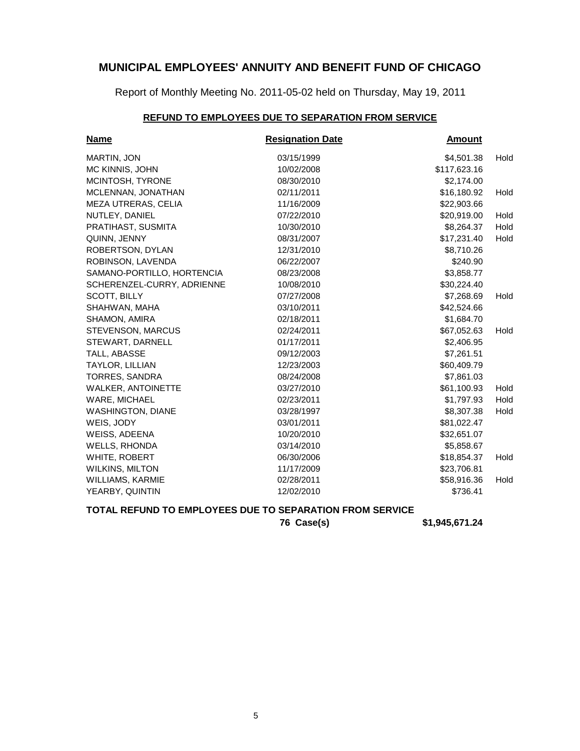# MUNICIPAL EMPLOYEES' ANNUITY AND BENEFIT FUND OF CHICAGO

Report of Monthly Meeting No. 2011-05-02 held on Thursday, May 19, 2011

## REFUND TO EMPLOYEES DUE TO SEPARATION FROM SERVICE

| Name | Resignation Date | Amount | |
|---|---|---|---|
| MARTIN, JON | 03/15/1999 | $4,501.38 | Hold |
| MC KINNIS, JOHN | 10/02/2008 | $117,623.16 | |
| MCINTOSH, TYRONE | 08/30/2010 | $2,174.00 | |
| MCLENNAN, JONATHAN | 02/11/2011 | $16,180.92 | Hold |
| MEZA UTRERAS, CELIA | 11/16/2009 | $22,903.66 | |
| NUTLEY, DANIEL | 07/22/2010 | $20,919.00 | Hold |
| PRATIHAST, SUSMITA | 10/30/2010 | $8,264.37 | Hold |
| QUINN, JENNY | 08/31/2007 | $17,231.40 | Hold |
| ROBERTSON, DYLAN | 12/31/2010 | $8,710.26 | |
| ROBINSON, LAVENDA | 06/22/2007 | $240.90 | |
| SAMANO-PORTILLO, HORTENCIA | 08/23/2008 | $3,858.77 | |
| SCHERENZEL-CURRY, ADRIENNE | 10/08/2010 | $30,224.40 | |
| SCOTT, BILLY | 07/27/2008 | $7,268.69 | Hold |
| SHAHWAN, MAHA | 03/10/2011 | $42,524.66 | |
| SHAMON, AMIRA | 02/18/2011 | $1,684.70 | |
| STEVENSON, MARCUS | 02/24/2011 | $67,052.63 | Hold |
| STEWART, DARNELL | 01/17/2011 | $2,406.95 | |
| TALL, ABASSE | 09/12/2003 | $7,261.51 | |
| TAYLOR, LILLIAN | 12/23/2003 | $60,409.79 | |
| TORRES, SANDRA | 08/24/2008 | $7,861.03 | |
| WALKER, ANTOINETTE | 03/27/2010 | $61,100.93 | Hold |
| WARE, MICHAEL | 02/23/2011 | $1,797.93 | Hold |
| WASHINGTON, DIANE | 03/28/1997 | $8,307.38 | Hold |
| WEIS, JODY | 03/01/2011 | $81,022.47 | |
| WEISS, ADEENA | 10/20/2010 | $32,651.07 | |
| WELLS, RHONDA | 03/14/2010 | $5,858.67 | |
| WHITE, ROBERT | 06/30/2006 | $18,854.37 | Hold |
| WILKINS, MILTON | 11/17/2009 | $23,706.81 | |
| WILLIAMS, KARMIE | 02/28/2011 | $58,916.36 | Hold |
| YEARBY, QUINTIN | 12/02/2010 | $736.41 | |

**TOTAL REFUND TO EMPLOYEES DUE TO SEPARATION FROM SERVICE**

**76 Case(s)** **$1,945,671.24**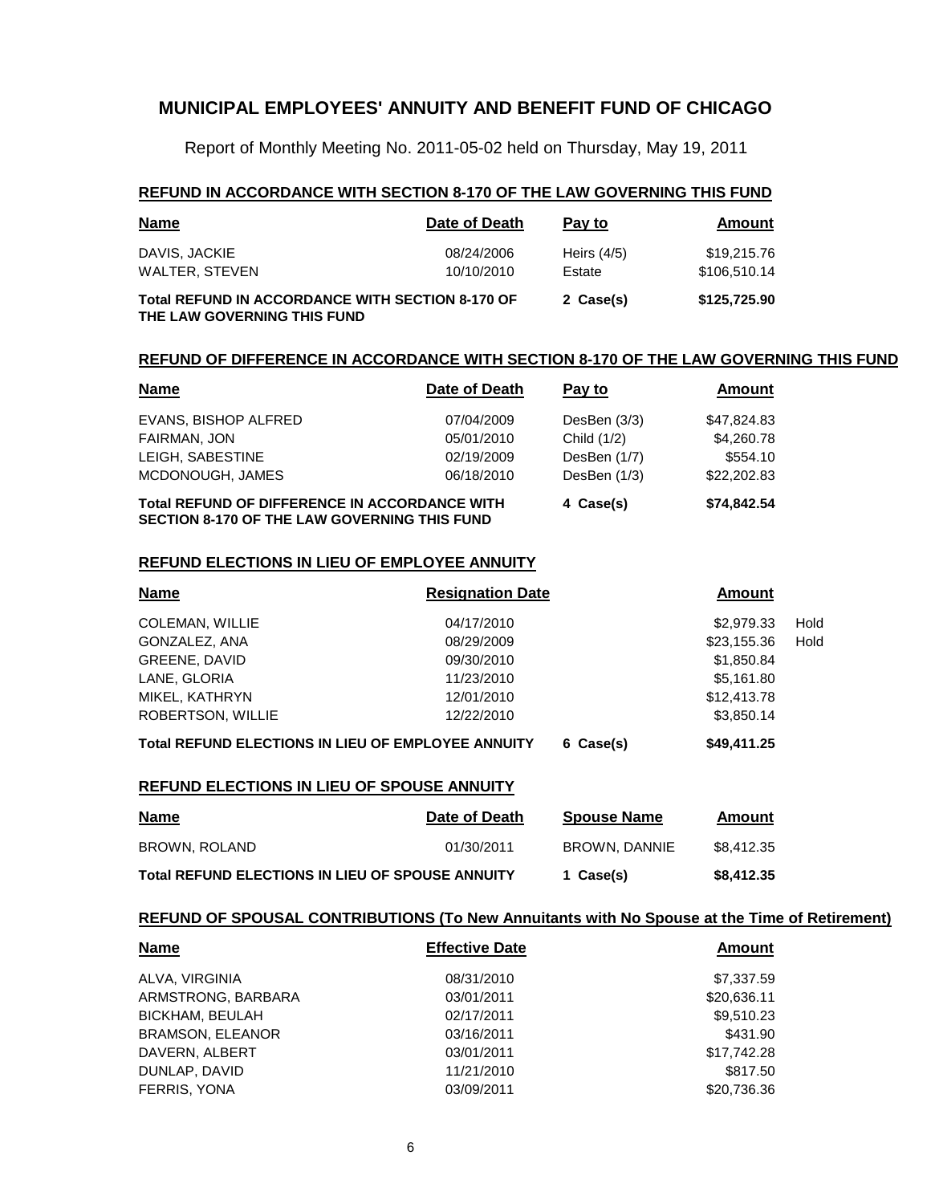# MUNICIPAL EMPLOYEES' ANNUITY AND BENEFIT FUND OF CHICAGO

Report of Monthly Meeting No. 2011-05-02 held on Thursday, May 19, 2011

## REFUND IN ACCORDANCE WITH SECTION 8-170 OF THE LAW GOVERNING THIS FUND

| Name | Date of Death | Pay to | Amount |
|---|---|---|---|
| DAVIS, JACKIE | 08/24/2006 | Heirs (4/5) | $19,215.76 |
| WALTER, STEVEN | 10/10/2010 | Estate | $106,510.14 |
| **Total REFUND IN ACCORDANCE WITH SECTION 8-170 OF THE LAW GOVERNING THIS FUND** | | **2 Case(s)** | **$125,725.90** |

## REFUND OF DIFFERENCE IN ACCORDANCE WITH SECTION 8-170 OF THE LAW GOVERNING THIS FUND

| Name | Date of Death | Pay to | Amount |
|---|---|---|---|
| EVANS, BISHOP ALFRED | 07/04/2009 | DesBen (3/3) | $47,824.83 |
| FAIRMAN, JON | 05/01/2010 | Child (1/2) | $4,260.78 |
| LEIGH, SABESTINE | 02/19/2009 | DesBen (1/7) | $554.10 |
| MCDONOUGH, JAMES | 06/18/2010 | DesBen (1/3) | $22,202.83 |
| **Total REFUND OF DIFFERENCE IN ACCORDANCE WITH SECTION 8-170 OF THE LAW GOVERNING THIS FUND** | | **4 Case(s)** | **$74,842.54** |

## REFUND ELECTIONS IN LIEU OF EMPLOYEE ANNUITY

| Name | Resignation Date | | Amount | |
|---|---|---|---|---|
| COLEMAN, WILLIE | 04/17/2010 | | $2,979.33 | Hold |
| GONZALEZ, ANA | 08/29/2009 | | $23,155.36 | Hold |
| GREENE, DAVID | 09/30/2010 | | $1,850.84 | |
| LANE, GLORIA | 11/23/2010 | | $5,161.80 | |
| MIKEL, KATHRYN | 12/01/2010 | | $12,413.78 | |
| ROBERTSON, WILLIE | 12/22/2010 | | $3,850.14 | |
| **Total REFUND ELECTIONS IN LIEU OF EMPLOYEE ANNUITY** | | **6 Case(s)** | **$49,411.25** | |

## REFUND ELECTIONS IN LIEU OF SPOUSE ANNUITY

| Name | Date of Death | Spouse Name | Amount |
|---|---|---|---|
| BROWN, ROLAND | 01/30/2011 | BROWN, DANNIE | $8,412.35 |
| **Total REFUND ELECTIONS IN LIEU OF SPOUSE ANNUITY** | | **1 Case(s)** | **$8,412.35** |

## REFUND OF SPOUSAL CONTRIBUTIONS (To New Annuitants with No Spouse at the Time of Retirement)

| Name | Effective Date | Amount |
|---|---|---|
| ALVA, VIRGINIA | 08/31/2010 | $7,337.59 |
| ARMSTRONG, BARBARA | 03/01/2011 | $20,636.11 |
| BICKHAM, BEULAH | 02/17/2011 | $9,510.23 |
| BRAMSON, ELEANOR | 03/16/2011 | $431.90 |
| DAVERN, ALBERT | 03/01/2011 | $17,742.28 |
| DUNLAP, DAVID | 11/21/2010 | $817.50 |
| FERRIS, YONA | 03/09/2011 | $20,736.36 |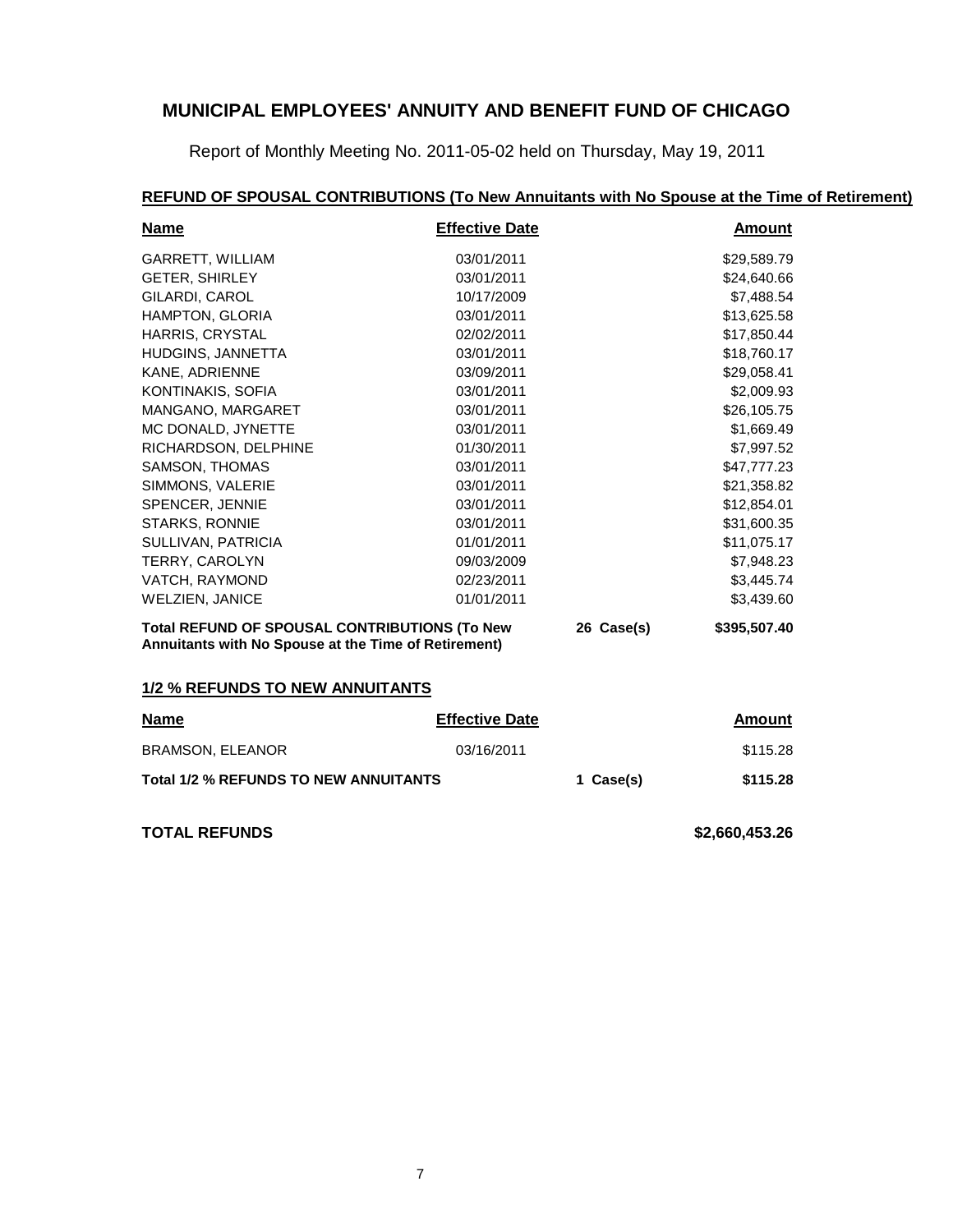# MUNICIPAL EMPLOYEES' ANNUITY AND BENEFIT FUND OF CHICAGO

Report of Monthly Meeting No. 2011-05-02 held on Thursday, May 19, 2011

## REFUND OF SPOUSAL CONTRIBUTIONS (To New Annuitants with No Spouse at the Time of Retirement)

| Name | Effective Date | | Amount |
|---|---|---|---|
| GARRETT, WILLIAM | 03/01/2011 | | $29,589.79 |
| GETER, SHIRLEY | 03/01/2011 | | $24,640.66 |
| GILARDI, CAROL | 10/17/2009 | | $7,488.54 |
| HAMPTON, GLORIA | 03/01/2011 | | $13,625.58 |
| HARRIS, CRYSTAL | 02/02/2011 | | $17,850.44 |
| HUDGINS, JANNETTA | 03/01/2011 | | $18,760.17 |
| KANE, ADRIENNE | 03/09/2011 | | $29,058.41 |
| KONTINAKIS, SOFIA | 03/01/2011 | | $2,009.93 |
| MANGANO, MARGARET | 03/01/2011 | | $26,105.75 |
| MC DONALD, JYNETTE | 03/01/2011 | | $1,669.49 |
| RICHARDSON, DELPHINE | 01/30/2011 | | $7,997.52 |
| SAMSON, THOMAS | 03/01/2011 | | $47,777.23 |
| SIMMONS, VALERIE | 03/01/2011 | | $21,358.82 |
| SPENCER, JENNIE | 03/01/2011 | | $12,854.01 |
| STARKS, RONNIE | 03/01/2011 | | $31,600.35 |
| SULLIVAN, PATRICIA | 01/01/2011 | | $11,075.17 |
| TERRY, CAROLYN | 09/03/2009 | | $7,948.23 |
| VATCH, RAYMOND | 02/23/2011 | | $3,445.74 |
| WELZIEN, JANICE | 01/01/2011 | | $3,439.60 |
| **Total REFUND OF SPOUSAL CONTRIBUTIONS (To New Annuitants with No Spouse at the Time of Retirement)** | | **26 Case(s)** | **$395,507.40** |

## 1/2 % REFUNDS TO NEW ANNUITANTS

| Name | Effective Date | | Amount |
|---|---|---|---|
| BRAMSON, ELEANOR | 03/16/2011 | | $115.28 |
| **Total 1/2 % REFUNDS TO NEW ANNUITANTS** | | **1 Case(s)** | **$115.28** |

**TOTAL REFUNDS** **$2,660,453.26**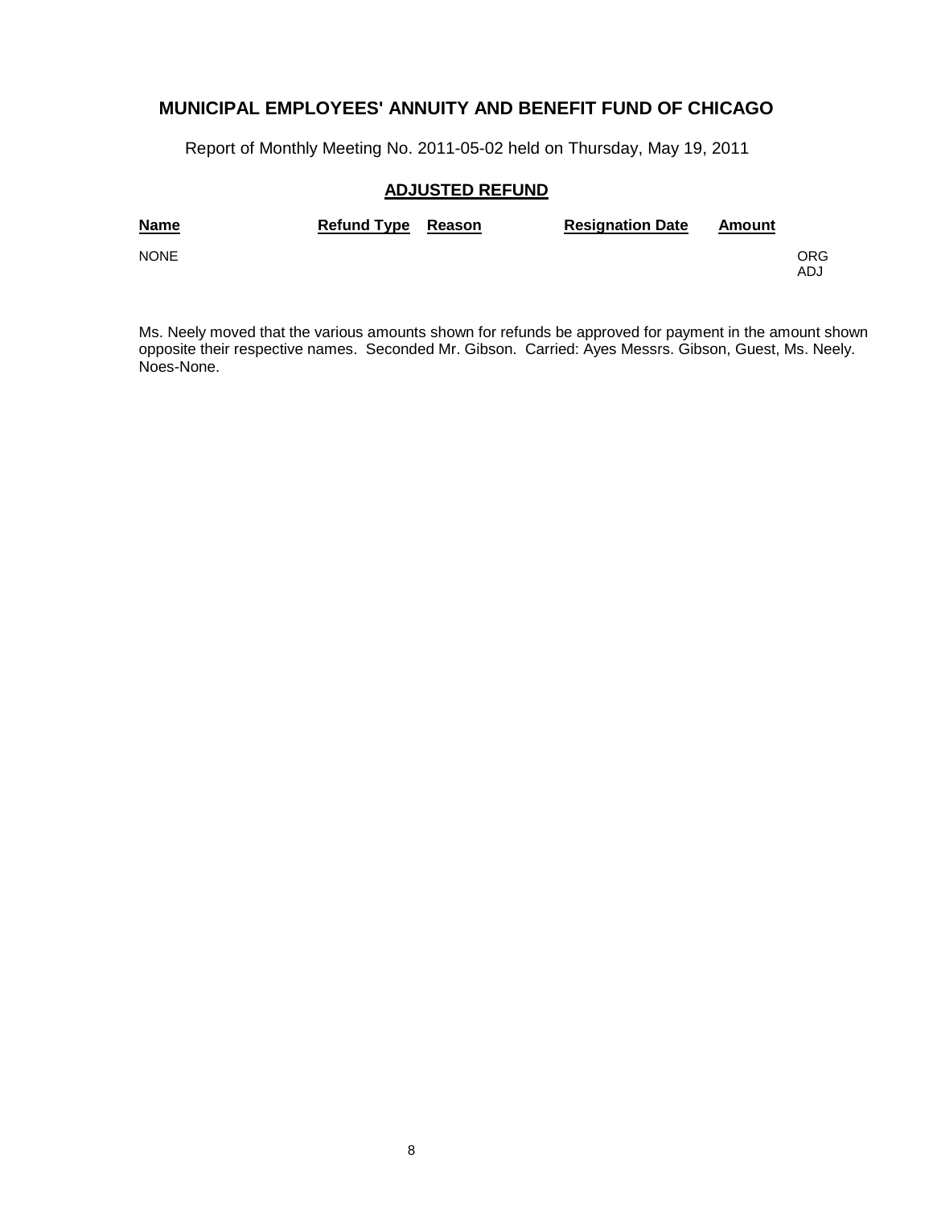## MUNICIPAL EMPLOYEES' ANNUITY AND BENEFIT FUND OF CHICAGO

Report of Monthly Meeting No. 2011-05-02 held on Thursday, May 19, 2011

### ADJUSTED REFUND

| Name | Refund Type | Reason | Resignation Date | Amount | |
|---|---|---|---|---|---|
| NONE | | | | | ORG<br>ADJ |

Ms. Neely moved that the various amounts shown for refunds be approved for payment in the amount shown opposite their respective names. Seconded Mr. Gibson. Carried: Ayes Messrs. Gibson, Guest, Ms. Neely. Noes-None.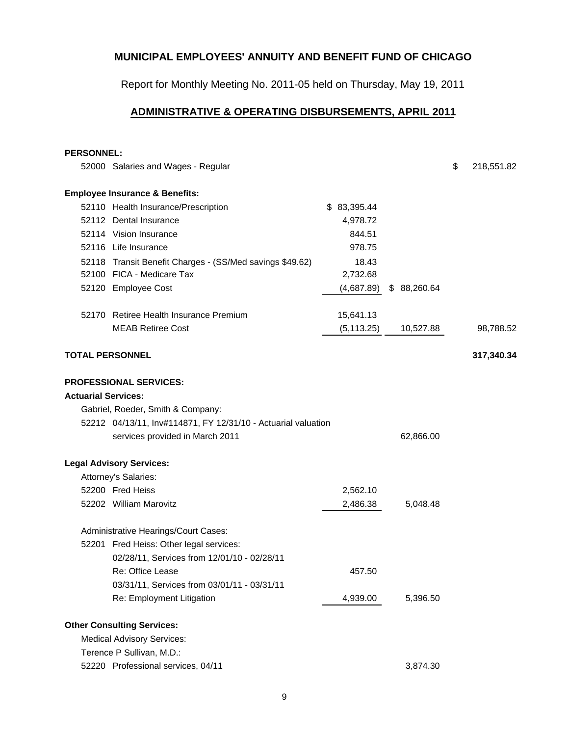# MUNICIPAL EMPLOYEES' ANNUITY AND BENEFIT FUND OF CHICAGO

Report for Monthly Meeting No. 2011-05 held on Thursday, May 19, 2011

## ADMINISTRATIVE & OPERATING DISBURSEMENTS, APRIL 2011

| | | | | |
|---|---|---|---|---|
| **PERSONNEL:** | | | | |
| 52000 | Salaries and Wages - Regular | | | $ 218,551.82 |
| **Employee Insurance & Benefits:** | | | | |
| 52110 | Health Insurance/Prescription | $ 83,395.44 | | |
| 52112 | Dental Insurance | 4,978.72 | | |
| 52114 | Vision Insurance | 844.51 | | |
| 52116 | Life Insurance | 978.75 | | |
| 52118 | Transit Benefit Charges - (SS/Med savings $49.62) | 18.43 | | |
| 52100 | FICA - Medicare Tax | 2,732.68 | | |
| 52120 | Employee Cost | (4,687.89) | $ 88,260.64 | |
| 52170 | Retiree Health Insurance Premium | 15,641.13 | | |
| | MEAB Retiree Cost | (5,113.25) | 10,527.88 | 98,788.52 |
| **TOTAL PERSONNEL** | | | | **317,340.34** |
| **PROFESSIONAL SERVICES:** | | | | |
| **Actuarial Services:** | | | | |
| | Gabriel, Roeder, Smith & Company: | | | |
| 52212 | 04/13/11, Inv#114871, FY 12/31/10 - Actuarial valuation services provided in March 2011 | | 62,866.00 | |
| **Legal Advisory Services:** | | | | |
| | Attorney's Salaries: | | | |
| 52200 | Fred Heiss | 2,562.10 | | |
| 52202 | William Marovitz | 2,486.38 | 5,048.48 | |
| | Administrative Hearings/Court Cases: | | | |
| 52201 | Fred Heiss: Other legal services: | | | |
| | 02/28/11, Services from 12/01/10 - 02/28/11 Re: Office Lease | 457.50 | | |
| | 03/31/11, Services from 03/01/11 - 03/31/11 Re: Employment Litigation | 4,939.00 | 5,396.50 | |
| **Other Consulting Services:** | | | | |
| | Medical Advisory Services: | | | |
| | Terence P Sullivan, M.D.: | | | |
| 52220 | Professional services, 04/11 | | 3,874.30 | |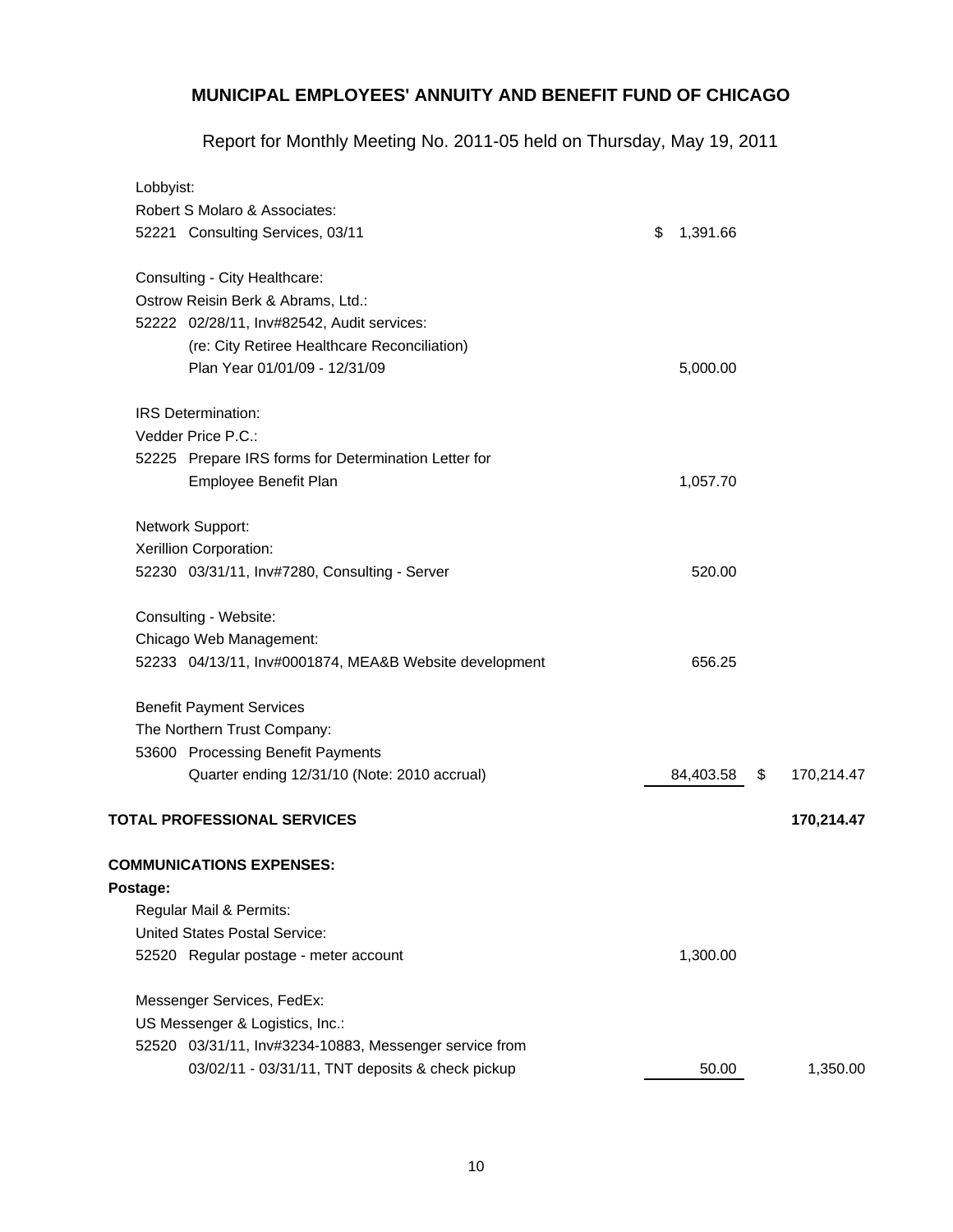**MUNICIPAL EMPLOYEES' ANNUITY AND BENEFIT FUND OF CHICAGO**

Report for Monthly Meeting No. 2011-05 held on Thursday, May 19, 2011

| | | |
|---|---|---|
| Lobbyist: | | |
| Robert S Molaro & Associates: | | |
| 52221 Consulting Services, 03/11 | $ 1,391.66 | |
| | | |
| Consulting - City Healthcare: | | |
| Ostrow Reisin Berk & Abrams, Ltd.: | | |
| 52222 02/28/11, Inv#82542, Audit services: | | |
| (re: City Retiree Healthcare Reconciliation) | | |
| Plan Year 01/01/09 - 12/31/09 | 5,000.00 | |
| | | |
| IRS Determination: | | |
| Vedder Price P.C.: | | |
| 52225 Prepare IRS forms for Determination Letter for | | |
| Employee Benefit Plan | 1,057.70 | |
| | | |
| Network Support: | | |
| Xerillion Corporation: | | |
| 52230 03/31/11, Inv#7280, Consulting - Server | 520.00 | |
| | | |
| Consulting - Website: | | |
| Chicago Web Management: | | |
| 52233 04/13/11, Inv#0001874, MEA&B Website development | 656.25 | |
| | | |
| Benefit Payment Services | | |
| The Northern Trust Company: | | |
| 53600 Processing Benefit Payments | | |
| Quarter ending 12/31/10 (Note: 2010 accrual) | 84,403.58 | $ 170,214.47 |
| | | |
| **TOTAL PROFESSIONAL SERVICES** | | **170,214.47** |
| | | |
| **COMMUNICATIONS EXPENSES:** | | |
| **Postage:** | | |
| Regular Mail & Permits: | | |
| United States Postal Service: | | |
| 52520 Regular postage - meter account | 1,300.00 | |
| | | |
| Messenger Services, FedEx: | | |
| US Messenger & Logistics, Inc.: | | |
| 52520 03/31/11, Inv#3234-10883, Messenger service from | | |
| 03/02/11 - 03/31/11, TNT deposits & check pickup | 50.00 | 1,350.00 |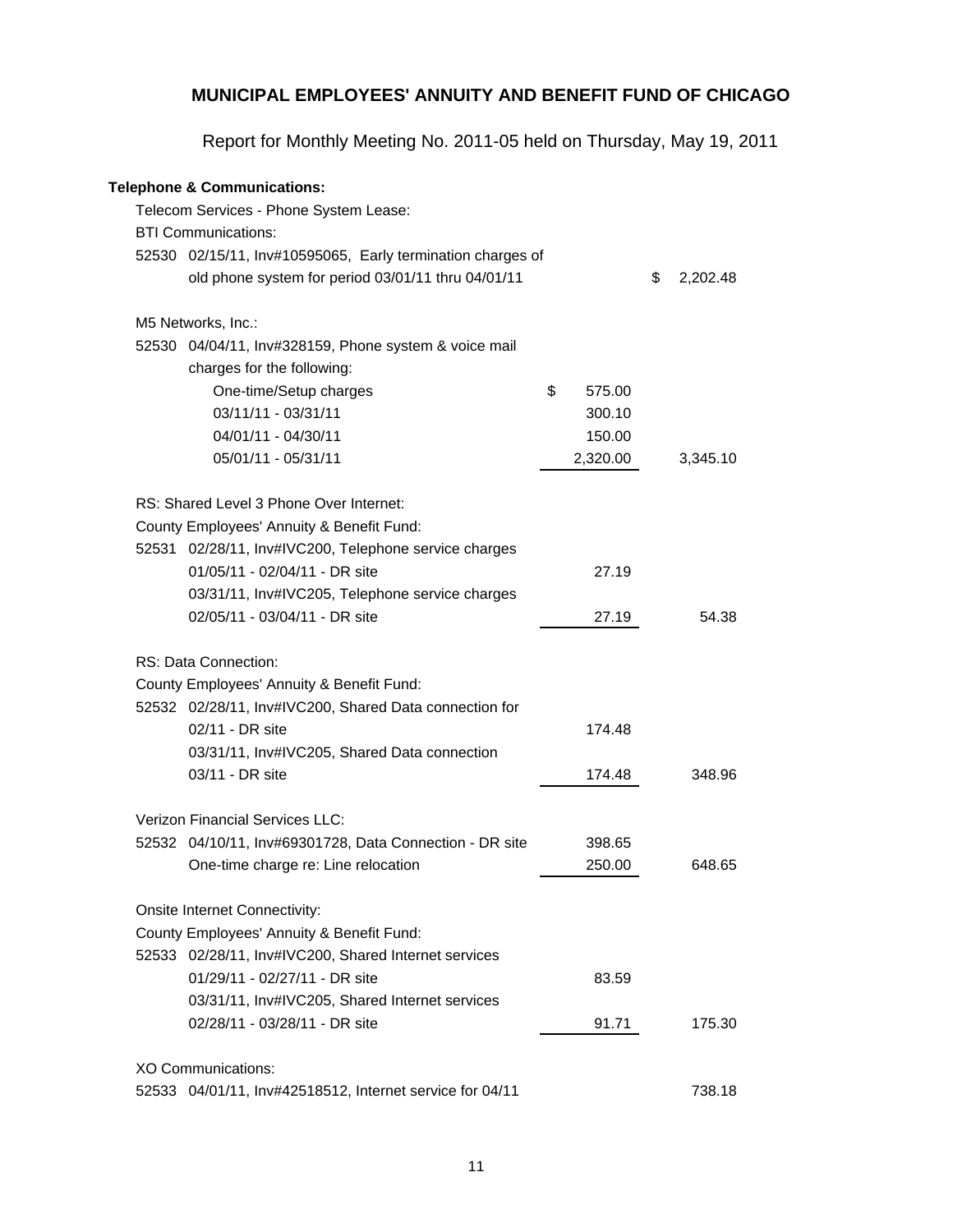# MUNICIPAL EMPLOYEES' ANNUITY AND BENEFIT FUND OF CHICAGO

Report for Monthly Meeting No. 2011-05 held on Thursday, May 19, 2011

**Telephone & Communications:**

| | | | |
|---|---|---|---|
| Telecom Services - Phone System Lease: | | | |
| BTI Communications: | | | |
| 52530 | 02/15/11, Inv#10595065, Early termination charges of old phone system for period 03/01/11 thru 04/01/11 | | $ 2,202.48 |
| M5 Networks, Inc.: | | | |
| 52530 | 04/04/11, Inv#328159, Phone system & voice mail charges for the following: | | |
| | One-time/Setup charges | $ 575.00 | |
| | 03/11/11 - 03/31/11 | 300.10 | |
| | 04/01/11 - 04/30/11 | 150.00 | |
| | 05/01/11 - 05/31/11 | 2,320.00 | 3,345.10 |
| RS: Shared Level 3 Phone Over Internet: | | | |
| County Employees' Annuity & Benefit Fund: | | | |
| 52531 | 02/28/11, Inv#IVC200, Telephone service charges 01/05/11 - 02/04/11 - DR site | 27.19 | |
| | 03/31/11, Inv#IVC205, Telephone service charges 02/05/11 - 03/04/11 - DR site | 27.19 | 54.38 |
| RS: Data Connection: | | | |
| County Employees' Annuity & Benefit Fund: | | | |
| 52532 | 02/28/11, Inv#IVC200, Shared Data connection for 02/11 - DR site | 174.48 | |
| | 03/31/11, Inv#IVC205, Shared Data connection 03/11 - DR site | 174.48 | 348.96 |
| Verizon Financial Services LLC: | | | |
| 52532 | 04/10/11, Inv#69301728, Data Connection - DR site | 398.65 | |
| | One-time charge re: Line relocation | 250.00 | 648.65 |
| Onsite Internet Connectivity: | | | |
| County Employees' Annuity & Benefit Fund: | | | |
| 52533 | 02/28/11, Inv#IVC200, Shared Internet services 01/29/11 - 02/27/11 - DR site | 83.59 | |
| | 03/31/11, Inv#IVC205, Shared Internet services 02/28/11 - 03/28/11 - DR site | 91.71 | 175.30 |
| XO Communications: | | | |
| 52533 | 04/01/11, Inv#42518512, Internet service for 04/11 | | 738.18 |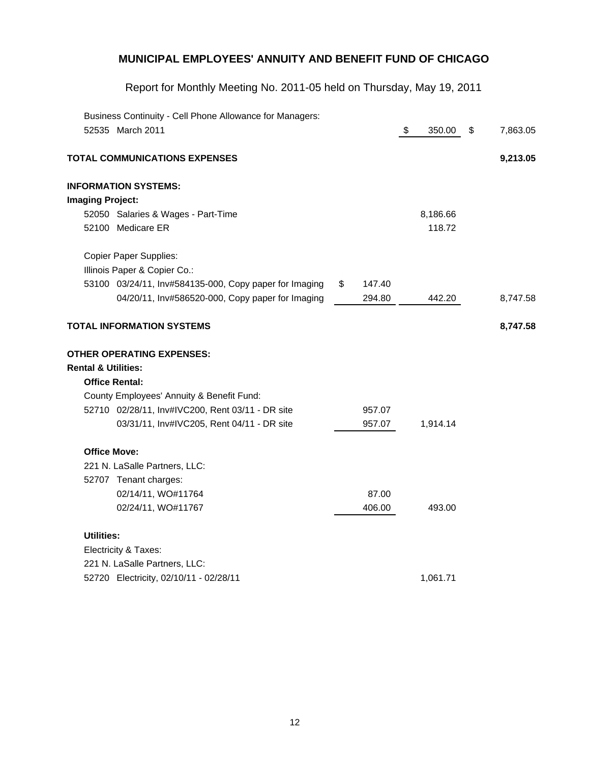# MUNICIPAL EMPLOYEES' ANNUITY AND BENEFIT FUND OF CHICAGO

Report for Monthly Meeting No. 2011-05 held on Thursday, May 19, 2011

| | | | | |
|---|---|---|---|---|
| Business Continuity - Cell Phone Allowance for Managers: | | | | |
| 52535 March 2011 | | | $ 350.00 | $ 7,863.05 |
| **TOTAL COMMUNICATIONS EXPENSES** | | | | **9,213.05** |
| **INFORMATION SYSTEMS:** | | | | |
| **Imaging Project:** | | | | |
| 52050 Salaries & Wages - Part-Time | | | 8,186.66 | |
| 52100 Medicare ER | | | 118.72 | |
| Copier Paper Supplies: | | | | |
| Illinois Paper & Copier Co.: | | | | |
| 53100 03/24/11, Inv#584135-000, Copy paper for Imaging | | $ 147.40 | | |
| 04/20/11, Inv#586520-000, Copy paper for Imaging | | 294.80 | 442.20 | 8,747.58 |
| **TOTAL INFORMATION SYSTEMS** | | | | **8,747.58** |
| **OTHER OPERATING EXPENSES:** | | | | |
| **Rental & Utilities:** | | | | |
| **Office Rental:** | | | | |
| County Employees' Annuity & Benefit Fund: | | | | |
| 52710 02/28/11, Inv#IVC200, Rent 03/11 - DR site | | 957.07 | | |
| 03/31/11, Inv#IVC205, Rent 04/11 - DR site | | 957.07 | 1,914.14 | |
| **Office Move:** | | | | |
| 221 N. LaSalle Partners, LLC: | | | | |
| 52707 Tenant charges: | | | | |
| 02/14/11, WO#11764 | | 87.00 | | |
| 02/24/11, WO#11767 | | 406.00 | 493.00 | |
| **Utilities:** | | | | |
| Electricity & Taxes: | | | | |
| 221 N. LaSalle Partners, LLC: | | | | |
| 52720 Electricity, 02/10/11 - 02/28/11 | | | 1,061.71 | |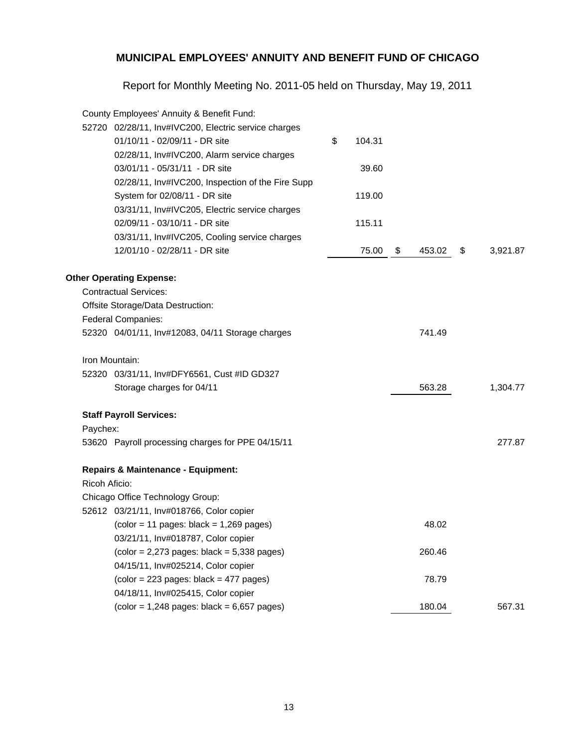## MUNICIPAL EMPLOYEES' ANNUITY AND BENEFIT FUND OF CHICAGO

Report for Monthly Meeting No. 2011-05 held on Thursday, May 19, 2011

| | | | |
|---|---|---|---|
| County Employees' Annuity & Benefit Fund: | | | |
| 52720 02/28/11, Inv#IVC200, Electric service charges 01/10/11 - 02/09/11 - DR site | $ 104.31 | | |
| 02/28/11, Inv#IVC200, Alarm service charges 03/01/11 - 05/31/11 - DR site | 39.60 | | |
| 02/28/11, Inv#IVC200, Inspection of the Fire Supp System for 02/08/11 - DR site | 119.00 | | |
| 03/31/11, Inv#IVC205, Electric service charges 02/09/11 - 03/10/11 - DR site | 115.11 | | |
| 03/31/11, Inv#IVC205, Cooling service charges 12/01/10 - 02/28/11 - DR site | 75.00 | $ 453.02 | $ 3,921.87 |
| **Other Operating Expense:** | | | |
| Contractual Services: | | | |
| Offsite Storage/Data Destruction: | | | |
| Federal Companies: | | | |
| 52320 04/01/11, Inv#12083, 04/11 Storage charges | | 741.49 | |
| Iron Mountain: | | | |
| 52320 03/31/11, Inv#DFY6561, Cust #ID GD327 Storage charges for 04/11 | | 563.28 | 1,304.77 |
| **Staff Payroll Services:** | | | |
| Paychex: | | | |
| 53620 Payroll processing charges for PPE 04/15/11 | | | 277.87 |
| **Repairs & Maintenance - Equipment:** | | | |
| Ricoh Aficio: | | | |
| Chicago Office Technology Group: | | | |
| 52612 03/21/11, Inv#018766, Color copier (color = 11 pages: black = 1,269 pages) | | 48.02 | |
| 03/21/11, Inv#018787, Color copier (color = 2,273 pages: black = 5,338 pages) | | 260.46 | |
| 04/15/11, Inv#025214, Color copier (color = 223 pages: black = 477 pages) | | 78.79 | |
| 04/18/11, Inv#025415, Color copier (color = 1,248 pages: black = 6,657 pages) | | 180.04 | 567.31 |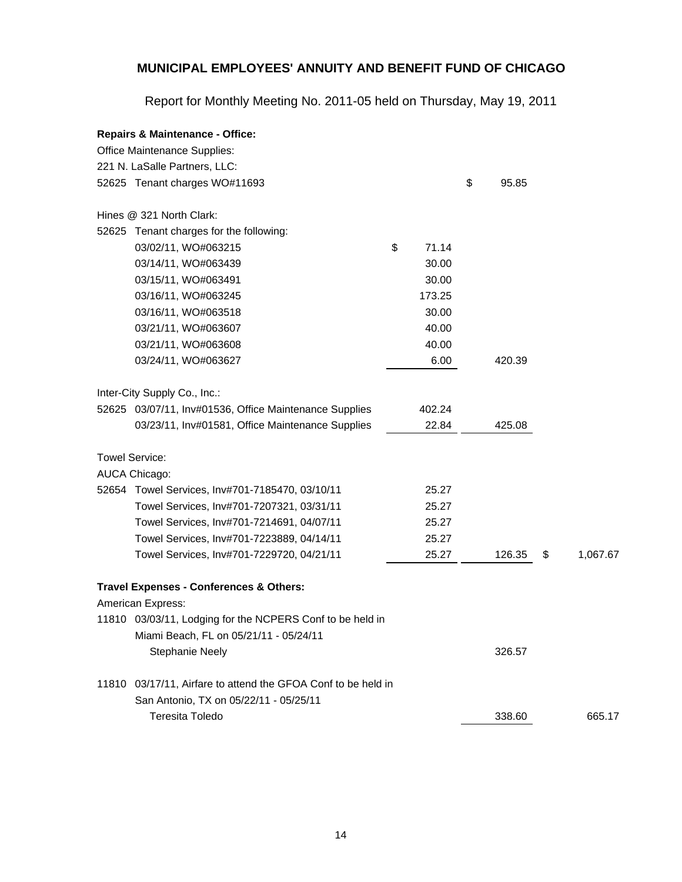# MUNICIPAL EMPLOYEES' ANNUITY AND BENEFIT FUND OF CHICAGO

Report for Monthly Meeting No. 2011-05 held on Thursday, May 19, 2011

| | | | | |
|---|---|---|---|---|
| **Repairs & Maintenance - Office:** | | | | |
| Office Maintenance Supplies: | | | | |
| 221 N. LaSalle Partners, LLC: | | | | |
| 52625 | Tenant charges WO#11693 | | $ 95.85 | |
| Hines @ 321 North Clark: | | | | |
| 52625 | Tenant charges for the following: | | | |
| | 03/02/11, WO#063215 | $ 71.14 | | |
| | 03/14/11, WO#063439 | 30.00 | | |
| | 03/15/11, WO#063491 | 30.00 | | |
| | 03/16/11, WO#063245 | 173.25 | | |
| | 03/16/11, WO#063518 | 30.00 | | |
| | 03/21/11, WO#063607 | 40.00 | | |
| | 03/21/11, WO#063608 | 40.00 | | |
| | 03/24/11, WO#063627 | 6.00 | 420.39 | |
| Inter-City Supply Co., Inc.: | | | | |
| 52625 | 03/07/11, Inv#01536, Office Maintenance Supplies | 402.24 | | |
| | 03/23/11, Inv#01581, Office Maintenance Supplies | 22.84 | 425.08 | |
| Towel Service: | | | | |
| AUCA Chicago: | | | | |
| 52654 | Towel Services, Inv#701-7185470, 03/10/11 | 25.27 | | |
| | Towel Services, Inv#701-7207321, 03/31/11 | 25.27 | | |
| | Towel Services, Inv#701-7214691, 04/07/11 | 25.27 | | |
| | Towel Services, Inv#701-7223889, 04/14/11 | 25.27 | | |
| | Towel Services, Inv#701-7229720, 04/21/11 | 25.27 | 126.35 | $ 1,067.67 |
| **Travel Expenses - Conferences & Others:** | | | | |
| American Express: | | | | |
| 11810 | 03/03/11, Lodging for the NCPERS Conf to be held in Miami Beach, FL on 05/21/11 - 05/24/11 Stephanie Neely | | 326.57 | |
| 11810 | 03/17/11, Airfare to attend the GFOA Conf to be held in San Antonio, TX on 05/22/11 - 05/25/11 Teresita Toledo | | 338.60 | 665.17 |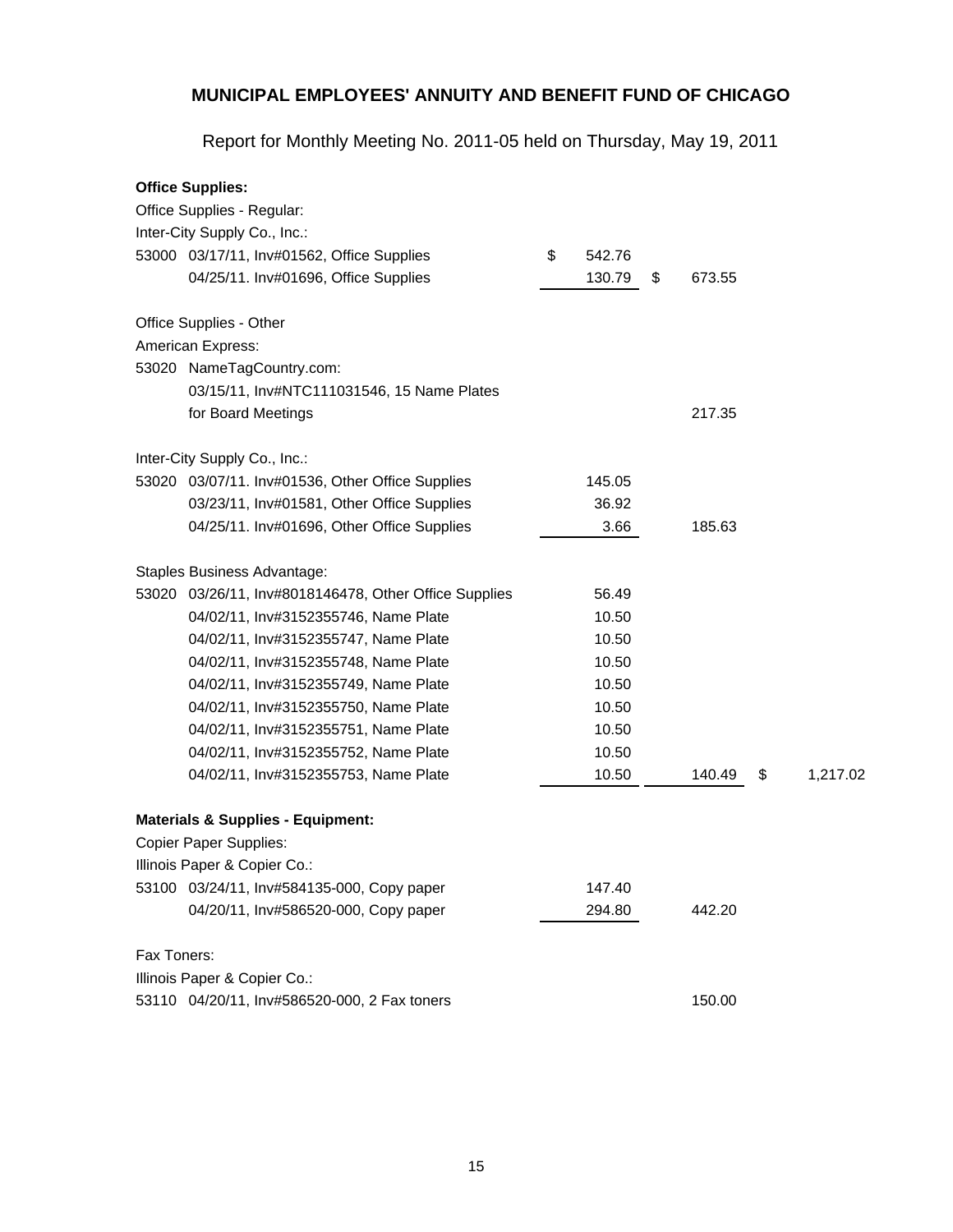## MUNICIPAL EMPLOYEES' ANNUITY AND BENEFIT FUND OF CHICAGO

Report for Monthly Meeting No. 2011-05 held on Thursday, May 19, 2011

| | | | | |
|---|---|---|---|---|
| **Office Supplies:** | | | | |
| Office Supplies - Regular: | | | | |
| Inter-City Supply Co., Inc.: | | | | |
| 53000 | 03/17/11, Inv#01562, Office Supplies | $ 542.76 | | |
| | 04/25/11. Inv#01696, Office Supplies | 130.79 | $ 673.55 | |
| Office Supplies - Other | | | | |
| American Express: | | | | |
| 53020 | NameTagCountry.com: | | | |
| | 03/15/11, Inv#NTC111031546, 15 Name Plates for Board Meetings | | 217.35 | |
| Inter-City Supply Co., Inc.: | | | | |
| 53020 | 03/07/11. Inv#01536, Other Office Supplies | 145.05 | | |
| | 03/23/11, Inv#01581, Other Office Supplies | 36.92 | | |
| | 04/25/11. Inv#01696, Other Office Supplies | 3.66 | 185.63 | |
| Staples Business Advantage: | | | | |
| 53020 | 03/26/11, Inv#8018146478, Other Office Supplies | 56.49 | | |
| | 04/02/11, Inv#3152355746, Name Plate | 10.50 | | |
| | 04/02/11, Inv#3152355747, Name Plate | 10.50 | | |
| | 04/02/11, Inv#3152355748, Name Plate | 10.50 | | |
| | 04/02/11, Inv#3152355749, Name Plate | 10.50 | | |
| | 04/02/11, Inv#3152355750, Name Plate | 10.50 | | |
| | 04/02/11, Inv#3152355751, Name Plate | 10.50 | | |
| | 04/02/11, Inv#3152355752, Name Plate | 10.50 | | |
| | 04/02/11, Inv#3152355753, Name Plate | 10.50 | 140.49 | $ 1,217.02 |
| **Materials & Supplies - Equipment:** | | | | |
| Copier Paper Supplies: | | | | |
| Illinois Paper & Copier Co.: | | | | |
| 53100 | 03/24/11, Inv#584135-000, Copy paper | 147.40 | | |
| | 04/20/11, Inv#586520-000, Copy paper | 294.80 | 442.20 | |
| Fax Toners: | | | | |
| Illinois Paper & Copier Co.: | | | | |
| 53110 | 04/20/11, Inv#586520-000, 2 Fax toners | | 150.00 | |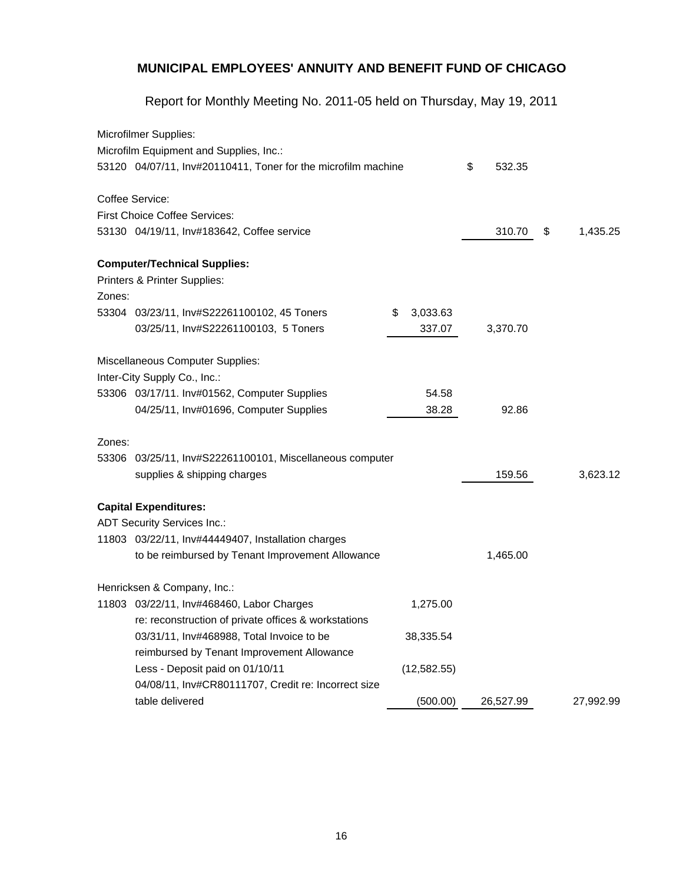**MUNICIPAL EMPLOYEES' ANNUITY AND BENEFIT FUND OF CHICAGO**

Report for Monthly Meeting No. 2011-05 held on Thursday, May 19, 2011

| | | | | |
|---|---|---|---|---|
| Microfilmer Supplies: | | | | |
| Microfilm Equipment and Supplies, Inc.: | | | | |
| 53120 04/07/11, Inv#20110411, Toner for the microfilm machine | | | $ 532.35 | |
| | | | | |
| Coffee Service: | | | | |
| First Choice Coffee Services: | | | | |
| 53130 04/19/11, Inv#183642, Coffee service | | | 310.70 | $ 1,435.25 |
| | | | | |
| **Computer/Technical Supplies:** | | | | |
| Printers & Printer Supplies: | | | | |
| Zones: | | | | |
| 53304 03/23/11, Inv#S22261100102, 45 Toners | | $ 3,033.63 | | |
| 03/25/11, Inv#S22261100103, 5 Toners | | 337.07 | 3,370.70 | |
| | | | | |
| Miscellaneous Computer Supplies: | | | | |
| Inter-City Supply Co., Inc.: | | | | |
| 53306 03/17/11. Inv#01562, Computer Supplies | | 54.58 | | |
| 04/25/11, Inv#01696, Computer Supplies | | 38.28 | 92.86 | |
| | | | | |
| Zones: | | | | |
| 53306 03/25/11, Inv#S22261100101, Miscellaneous computer supplies & shipping charges | | | 159.56 | 3,623.12 |
| | | | | |
| **Capital Expenditures:** | | | | |
| ADT Security Services Inc.: | | | | |
| 11803 03/22/11, Inv#44449407, Installation charges to be reimbursed by Tenant Improvement Allowance | | | 1,465.00 | |
| | | | | |
| Henricksen & Company, Inc.: | | | | |
| 11803 03/22/11, Inv#468460, Labor Charges re: reconstruction of private offices & workstations | | 1,275.00 | | |
| 03/31/11, Inv#468988, Total Invoice to be reimbursed by Tenant Improvement Allowance | | 38,335.54 | | |
| Less - Deposit paid on 01/10/11 | | (12,582.55) | | |
| 04/08/11, Inv#CR80111707, Credit re: Incorrect size table delivered | | (500.00) | 26,527.99 | 27,992.99 |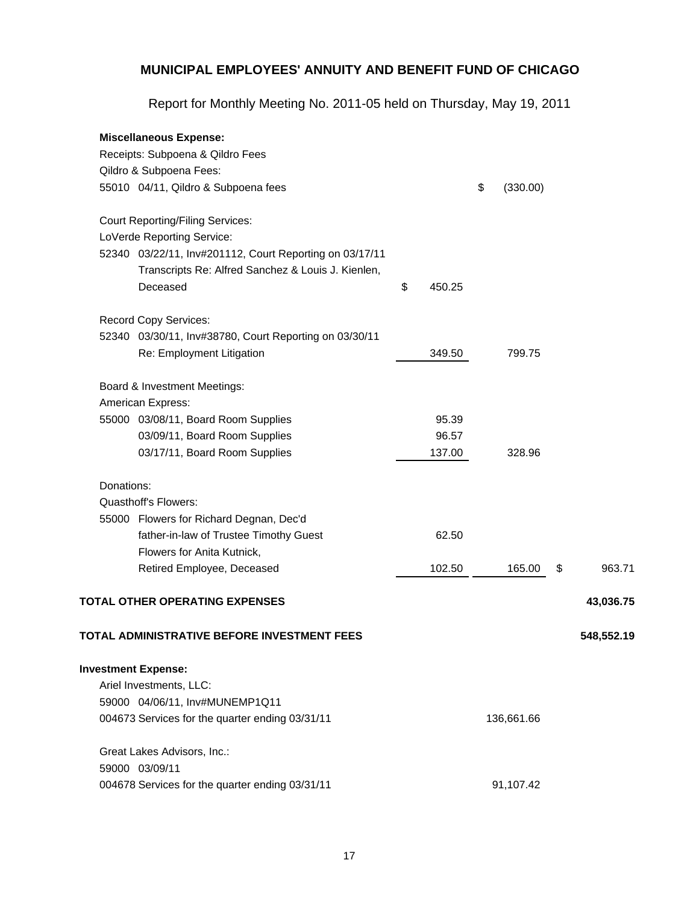**MUNICIPAL EMPLOYEES' ANNUITY AND BENEFIT FUND OF CHICAGO**

Report for Monthly Meeting No. 2011-05 held on Thursday, May 19, 2011

| | | | |
|---|---|---|---|
| **Miscellaneous Expense:** | | | |
| Receipts: Subpoena & Qildro Fees | | | |
| Qildro & Subpoena Fees: | | | |
| 55010 04/11, Qildro & Subpoena fees | | $ (330.00) | |
| | | | |
| Court Reporting/Filing Services: | | | |
| LoVerde Reporting Service: | | | |
| 52340 03/22/11, Inv#201112, Court Reporting on 03/17/11 Transcripts Re: Alfred Sanchez & Louis J. Kienlen, Deceased | $ 450.25 | | |
| | | | |
| Record Copy Services: | | | |
| 52340 03/30/11, Inv#38780, Court Reporting on 03/30/11 Re: Employment Litigation | 349.50 | 799.75 | |
| | | | |
| Board & Investment Meetings: | | | |
| American Express: | | | |
| 55000 03/08/11, Board Room Supplies | 95.39 | | |
| 03/09/11, Board Room Supplies | 96.57 | | |
| 03/17/11, Board Room Supplies | 137.00 | 328.96 | |
| | | | |
| Donations: | | | |
| Quasthoff's Flowers: | | | |
| 55000 Flowers for Richard Degnan, Dec'd father-in-law of Trustee Timothy Guest | 62.50 | | |
| Flowers for Anita Kutnick, Retired Employee, Deceased | 102.50 | 165.00 | $ 963.71 |
| | | | |
| **TOTAL OTHER OPERATING EXPENSES** | | | **43,036.75** |
| | | | |
| **TOTAL ADMINISTRATIVE BEFORE INVESTMENT FEES** | | | **548,552.19** |
| | | | |
| **Investment Expense:** | | | |
| Ariel Investments, LLC: | | | |
| 59000 04/06/11, Inv#MUNEMP1Q11 | | | |
| 004673 Services for the quarter ending 03/31/11 | | 136,661.66 | |
| | | | |
| Great Lakes Advisors, Inc.: | | | |
| 59000 03/09/11 | | | |
| 004678 Services for the quarter ending 03/31/11 | | 91,107.42 | |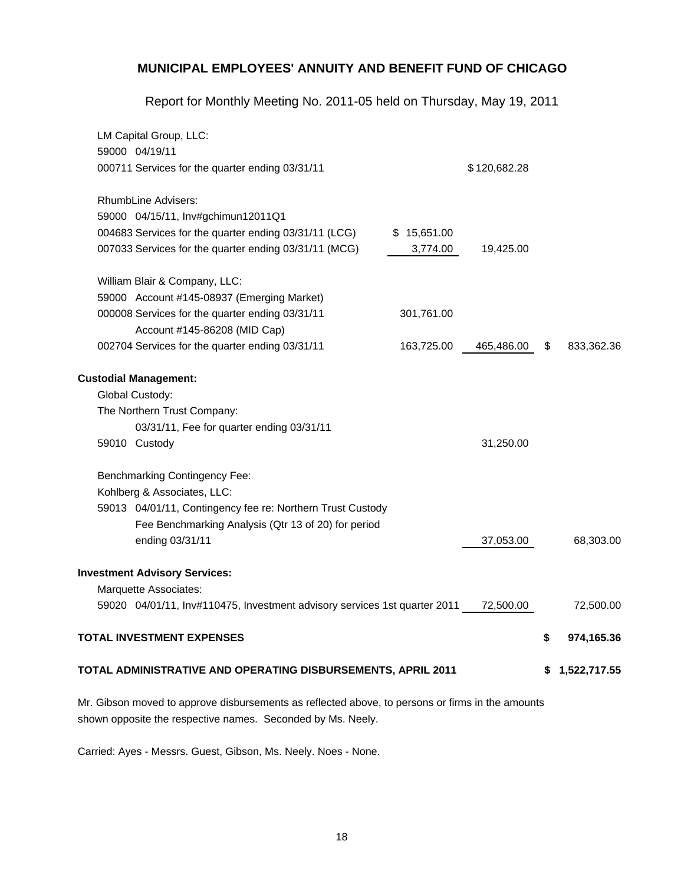# MUNICIPAL EMPLOYEES' ANNUITY AND BENEFIT FUND OF CHICAGO

Report for Monthly Meeting No. 2011-05 held on Thursday, May 19, 2011

| | | | |
|---|---|---|---|
| LM Capital Group, LLC: | | | |
| 59000 04/19/11 | | | |
| 000711 Services for the quarter ending 03/31/11 | | $120,682.28 | |
| | | | |
| RhumbLine Advisers: | | | |
| 59000 04/15/11, Inv#gchimun12011Q1 | | | |
| 004683 Services for the quarter ending 03/31/11 (LCG) | $ 15,651.00 | | |
| 007033 Services for the quarter ending 03/31/11 (MCG) | 3,774.00 | 19,425.00 | |
| | | | |
| William Blair & Company, LLC: | | | |
| 59000 Account #145-08937 (Emerging Market) | | | |
| 000008 Services for the quarter ending 03/31/11 | 301,761.00 | | |
| Account #145-86208 (MID Cap) | | | |
| 002704 Services for the quarter ending 03/31/11 | 163,725.00 | 465,486.00 | $ 833,362.36 |
| | | | |
| **Custodial Management:** | | | |
| Global Custody: | | | |
| The Northern Trust Company: | | | |
| 03/31/11, Fee for quarter ending 03/31/11 | | | |
| 59010 Custody | | 31,250.00 | |
| | | | |
| Benchmarking Contingency Fee: | | | |
| Kohlberg & Associates, LLC: | | | |
| 59013 04/01/11, Contingency fee re: Northern Trust Custody Fee Benchmarking Analysis (Qtr 13 of 20) for period ending 03/31/11 | | 37,053.00 | 68,303.00 |
| | | | |
| **Investment Advisory Services:** | | | |
| Marquette Associates: | | | |
| 59020 04/01/11, Inv#110475, Investment advisory services 1st quarter 2011 | | 72,500.00 | 72,500.00 |
| | | | |
| **TOTAL INVESTMENT EXPENSES** | | | **$ 974,165.36** |
| | | | |
| **TOTAL ADMINISTRATIVE AND OPERATING DISBURSEMENTS, APRIL 2011** | | | **$ 1,522,717.55** |

Mr. Gibson moved to approve disbursements as reflected above, to persons or firms in the amounts shown opposite the respective names. Seconded by Ms. Neely.

Carried: Ayes - Messrs. Guest, Gibson, Ms. Neely. Noes - None.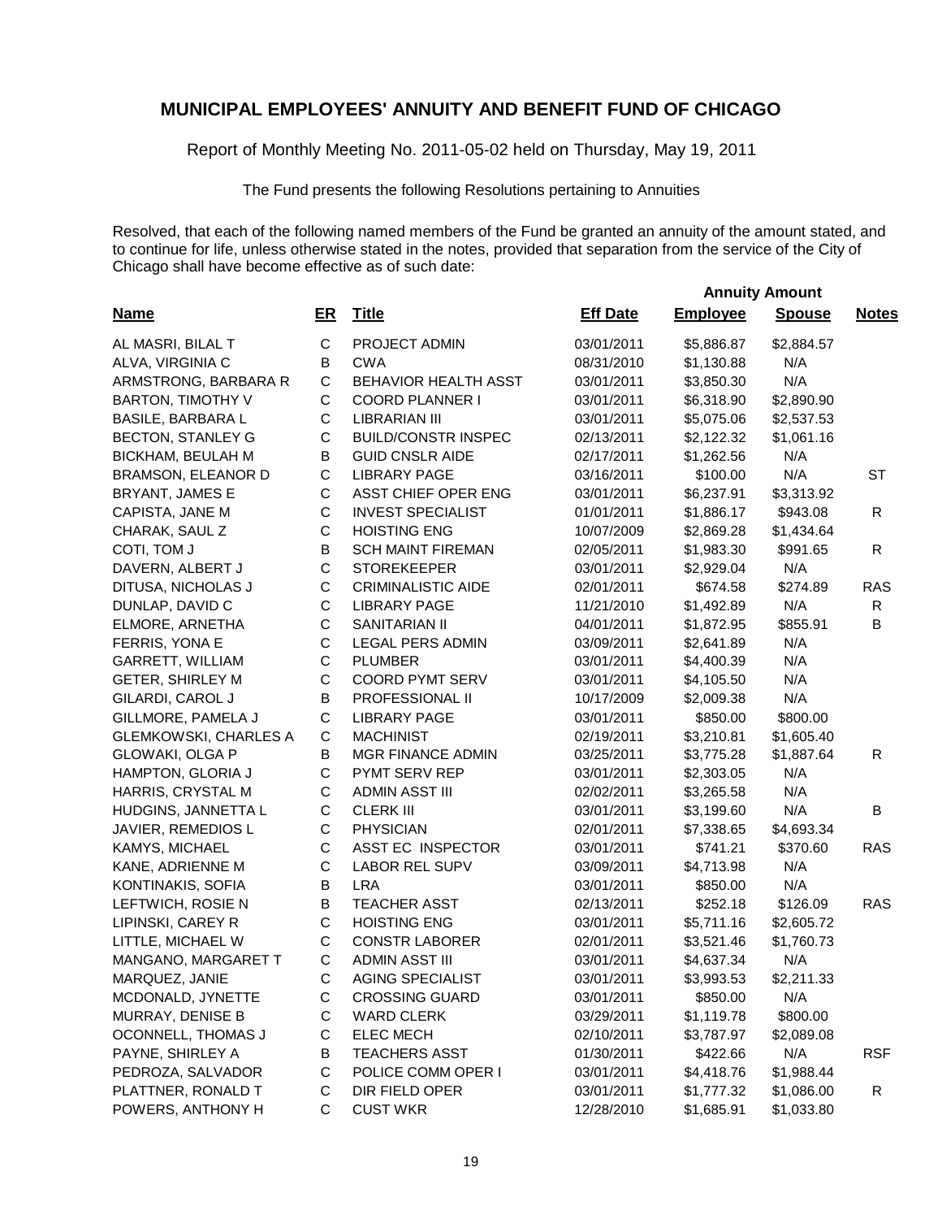# MUNICIPAL EMPLOYEES' ANNUITY AND BENEFIT FUND OF CHICAGO

Report of Monthly Meeting No. 2011-05-02 held on Thursday, May 19, 2011

The Fund presents the following Resolutions pertaining to Annuities

Resolved, that each of the following named members of the Fund be granted an annuity of the amount stated, and to continue for life, unless otherwise stated in the notes, provided that separation from the service of the City of Chicago shall have become effective as of such date:

| | | | | Annuity Amount | | |
|---|---|---|---|---|---|---|
| **Name** | **ER** | **Title** | **Eff Date** | **Employee** | **Spouse** | **Notes** |
| AL MASRI, BILAL T | C | PROJECT ADMIN | 03/01/2011 | $5,886.87 | $2,884.57 | |
| ALVA, VIRGINIA C | B | CWA | 08/31/2010 | $1,130.88 | N/A | |
| ARMSTRONG, BARBARA R | C | BEHAVIOR HEALTH ASST | 03/01/2011 | $3,850.30 | N/A | |
| BARTON, TIMOTHY V | C | COORD PLANNER I | 03/01/2011 | $6,318.90 | $2,890.90 | |
| BASILE, BARBARA L | C | LIBRARIAN III | 03/01/2011 | $5,075.06 | $2,537.53 | |
| BECTON, STANLEY G | C | BUILD/CONSTR INSPEC | 02/13/2011 | $2,122.32 | $1,061.16 | |
| BICKHAM, BEULAH M | B | GUID CNSLR AIDE | 02/17/2011 | $1,262.56 | N/A | |
| BRAMSON, ELEANOR D | C | LIBRARY PAGE | 03/16/2011 | $100.00 | N/A | ST |
| BRYANT, JAMES E | C | ASST CHIEF OPER ENG | 03/01/2011 | $6,237.91 | $3,313.92 | |
| CAPISTA, JANE M | C | INVEST SPECIALIST | 01/01/2011 | $1,886.17 | $943.08 | R |
| CHARAK, SAUL Z | C | HOISTING ENG | 10/07/2009 | $2,869.28 | $1,434.64 | |
| COTI, TOM J | B | SCH MAINT FIREMAN | 02/05/2011 | $1,983.30 | $991.65 | R |
| DAVERN, ALBERT J | C | STOREKEEPER | 03/01/2011 | $2,929.04 | N/A | |
| DITUSA, NICHOLAS J | C | CRIMINALISTIC AIDE | 02/01/2011 | $674.58 | $274.89 | RAS |
| DUNLAP, DAVID C | C | LIBRARY PAGE | 11/21/2010 | $1,492.89 | N/A | R |
| ELMORE, ARNETHA | C | SANITARIAN II | 04/01/2011 | $1,872.95 | $855.91 | B |
| FERRIS, YONA E | C | LEGAL PERS ADMIN | 03/09/2011 | $2,641.89 | N/A | |
| GARRETT, WILLIAM | C | PLUMBER | 03/01/2011 | $4,400.39 | N/A | |
| GETER, SHIRLEY M | C | COORD PYMT SERV | 03/01/2011 | $4,105.50 | N/A | |
| GILARDI, CAROL J | B | PROFESSIONAL II | 10/17/2009 | $2,009.38 | N/A | |
| GILLMORE, PAMELA J | C | LIBRARY PAGE | 03/01/2011 | $850.00 | $800.00 | |
| GLEMKOWSKI, CHARLES A | C | MACHINIST | 02/19/2011 | $3,210.81 | $1,605.40 | |
| GLOWAKI, OLGA P | B | MGR FINANCE ADMIN | 03/25/2011 | $3,775.28 | $1,887.64 | R |
| HAMPTON, GLORIA J | C | PYMT SERV REP | 03/01/2011 | $2,303.05 | N/A | |
| HARRIS, CRYSTAL M | C | ADMIN ASST III | 02/02/2011 | $3,265.58 | N/A | |
| HUDGINS, JANNETTA L | C | CLERK III | 03/01/2011 | $3,199.60 | N/A | B |
| JAVIER, REMEDIOS L | C | PHYSICIAN | 02/01/2011 | $7,338.65 | $4,693.34 | |
| KAMYS, MICHAEL | C | ASST EC INSPECTOR | 03/01/2011 | $741.21 | $370.60 | RAS |
| KANE, ADRIENNE M | C | LABOR REL SUPV | 03/09/2011 | $4,713.98 | N/A | |
| KONTINAKIS, SOFIA | B | LRA | 03/01/2011 | $850.00 | N/A | |
| LEFTWICH, ROSIE N | B | TEACHER ASST | 02/13/2011 | $252.18 | $126.09 | RAS |
| LIPINSKI, CAREY R | C | HOISTING ENG | 03/01/2011 | $5,711.16 | $2,605.72 | |
| LITTLE, MICHAEL W | C | CONSTR LABORER | 02/01/2011 | $3,521.46 | $1,760.73 | |
| MANGANO, MARGARET T | C | ADMIN ASST III | 03/01/2011 | $4,637.34 | N/A | |
| MARQUEZ, JANIE | C | AGING SPECIALIST | 03/01/2011 | $3,993.53 | $2,211.33 | |
| MCDONALD, JYNETTE | C | CROSSING GUARD | 03/01/2011 | $850.00 | N/A | |
| MURRAY, DENISE B | C | WARD CLERK | 03/29/2011 | $1,119.78 | $800.00 | |
| OCONNELL, THOMAS J | C | ELEC MECH | 02/10/2011 | $3,787.97 | $2,089.08 | |
| PAYNE, SHIRLEY A | B | TEACHERS ASST | 01/30/2011 | $422.66 | N/A | RSF |
| PEDROZA, SALVADOR | C | POLICE COMM OPER I | 03/01/2011 | $4,418.76 | $1,988.44 | |
| PLATTNER, RONALD T | C | DIR FIELD OPER | 03/01/2011 | $1,777.32 | $1,086.00 | R |
| POWERS, ANTHONY H | C | CUST WKR | 12/28/2010 | $1,685.91 | $1,033.80 | |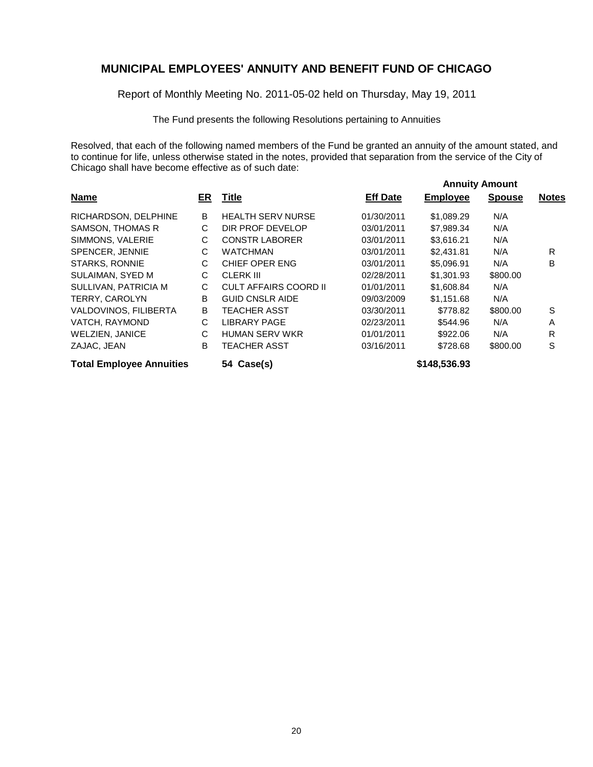# MUNICIPAL EMPLOYEES' ANNUITY AND BENEFIT FUND OF CHICAGO

Report of Monthly Meeting No. 2011-05-02 held on Thursday, May 19, 2011

The Fund presents the following Resolutions pertaining to Annuities

Resolved, that each of the following named members of the Fund be granted an annuity of the amount stated, and to continue for life, unless otherwise stated in the notes, provided that separation from the service of the City of Chicago shall have become effective as of such date:

| Name | ER | Title | Eff Date | Annuity Amount Employee | Annuity Amount Spouse | Notes |
|---|---|---|---|---|---|---|
| RICHARDSON, DELPHINE | B | HEALTH SERV NURSE | 01/30/2011 | $1,089.29 | N/A | |
| SAMSON, THOMAS R | C | DIR PROF DEVELOP | 03/01/2011 | $7,989.34 | N/A | |
| SIMMONS, VALERIE | C | CONSTR LABORER | 03/01/2011 | $3,616.21 | N/A | |
| SPENCER, JENNIE | C | WATCHMAN | 03/01/2011 | $2,431.81 | N/A | R |
| STARKS, RONNIE | C | CHIEF OPER ENG | 03/01/2011 | $5,096.91 | N/A | B |
| SULAIMAN, SYED M | C | CLERK III | 02/28/2011 | $1,301.93 | $800.00 | |
| SULLIVAN, PATRICIA M | C | CULT AFFAIRS COORD II | 01/01/2011 | $1,608.84 | N/A | |
| TERRY, CAROLYN | B | GUID CNSLR AIDE | 09/03/2009 | $1,151.68 | N/A | |
| VALDOVINOS, FILIBERTA | B | TEACHER ASST | 03/30/2011 | $778.82 | $800.00 | S |
| VATCH, RAYMOND | C | LIBRARY PAGE | 02/23/2011 | $544.96 | N/A | A |
| WELZIEN, JANICE | C | HUMAN SERV WKR | 01/01/2011 | $922.06 | N/A | R |
| ZAJAC, JEAN | B | TEACHER ASST | 03/16/2011 | $728.68 | $800.00 | S |
| **Total Employee Annuities** | | **54 Case(s)** | | **$148,536.93** | | |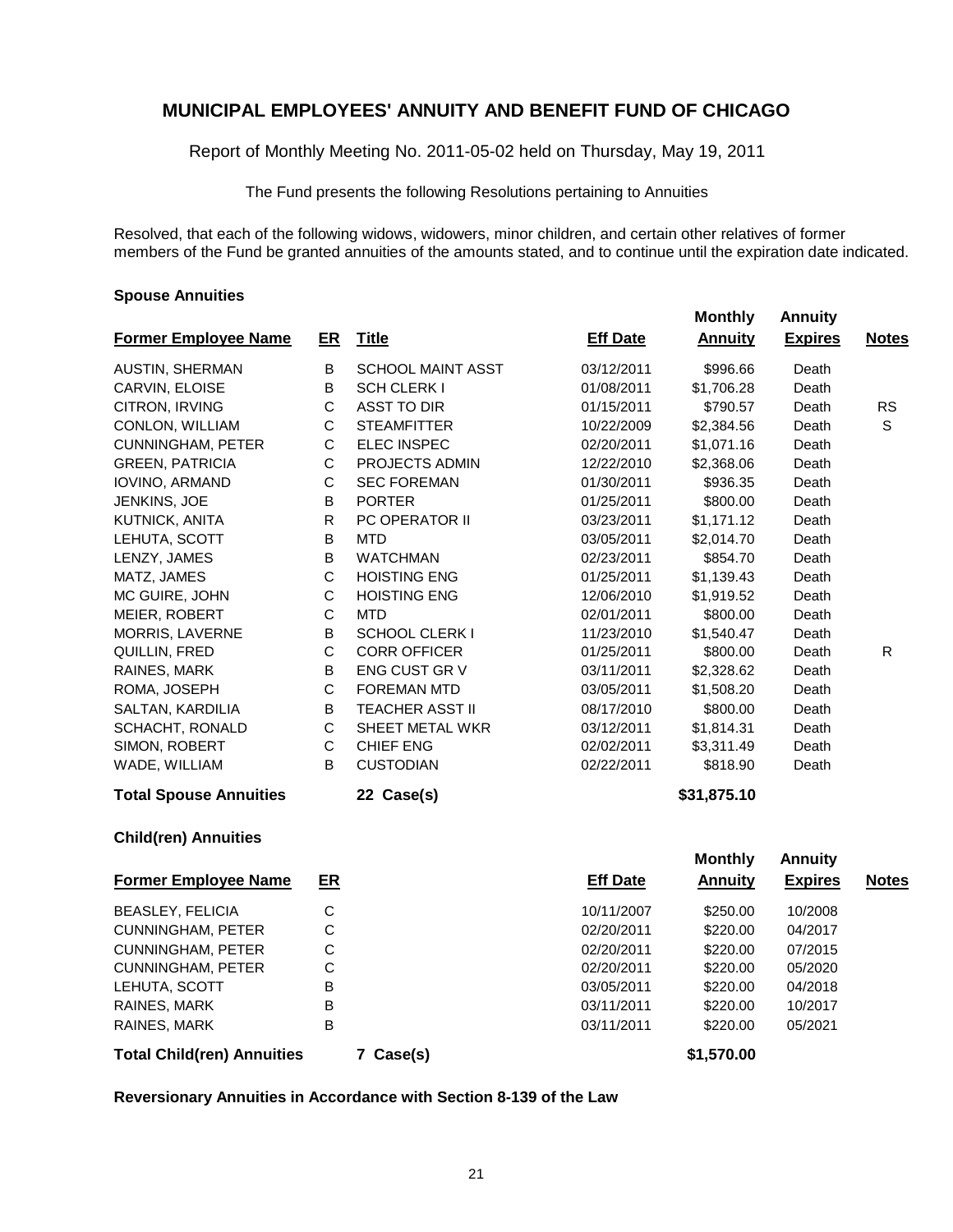# MUNICIPAL EMPLOYEES' ANNUITY AND BENEFIT FUND OF CHICAGO

Report of Monthly Meeting No. 2011-05-02 held on Thursday, May 19, 2011

The Fund presents the following Resolutions pertaining to Annuities

Resolved, that each of the following widows, widowers, minor children, and certain other relatives of former members of the Fund be granted annuities of the amounts stated, and to continue until the expiration date indicated.

### Spouse Annuities

| Former Employee Name | ER | Title | Eff Date | Monthly Annuity | Annuity Expires | Notes |
|---|---|---|---|---|---|---|
| AUSTIN, SHERMAN | B | SCHOOL MAINT ASST | 03/12/2011 | $996.66 | Death | |
| CARVIN, ELOISE | B | SCH CLERK I | 01/08/2011 | $1,706.28 | Death | |
| CITRON, IRVING | C | ASST TO DIR | 01/15/2011 | $790.57 | Death | RS |
| CONLON, WILLIAM | C | STEAMFITTER | 10/22/2009 | $2,384.56 | Death | S |
| CUNNINGHAM, PETER | C | ELEC INSPEC | 02/20/2011 | $1,071.16 | Death | |
| GREEN, PATRICIA | C | PROJECTS ADMIN | 12/22/2010 | $2,368.06 | Death | |
| IOVINO, ARMAND | C | SEC FOREMAN | 01/30/2011 | $936.35 | Death | |
| JENKINS, JOE | B | PORTER | 01/25/2011 | $800.00 | Death | |
| KUTNICK, ANITA | R | PC OPERATOR II | 03/23/2011 | $1,171.12 | Death | |
| LEHUTA, SCOTT | B | MTD | 03/05/2011 | $2,014.70 | Death | |
| LENZY, JAMES | B | WATCHMAN | 02/23/2011 | $854.70 | Death | |
| MATZ, JAMES | C | HOISTING ENG | 01/25/2011 | $1,139.43 | Death | |
| MC GUIRE, JOHN | C | HOISTING ENG | 12/06/2010 | $1,919.52 | Death | |
| MEIER, ROBERT | C | MTD | 02/01/2011 | $800.00 | Death | |
| MORRIS, LAVERNE | B | SCHOOL CLERK I | 11/23/2010 | $1,540.47 | Death | |
| QUILLIN, FRED | C | CORR OFFICER | 01/25/2011 | $800.00 | Death | R |
| RAINES, MARK | B | ENG CUST GR V | 03/11/2011 | $2,328.62 | Death | |
| ROMA, JOSEPH | C | FOREMAN MTD | 03/05/2011 | $1,508.20 | Death | |
| SALTAN, KARDILIA | B | TEACHER ASST II | 08/17/2010 | $800.00 | Death | |
| SCHACHT, RONALD | C | SHEET METAL WKR | 03/12/2011 | $1,814.31 | Death | |
| SIMON, ROBERT | C | CHIEF ENG | 02/02/2011 | $3,311.49 | Death | |
| WADE, WILLIAM | B | CUSTODIAN | 02/22/2011 | $818.90 | Death | |
| **Total Spouse Annuities** | | **22 Case(s)** | | **$31,875.10** | | |

### Child(ren) Annuities

| Former Employee Name | ER | | Eff Date | Monthly Annuity | Annuity Expires | Notes |
|---|---|---|---|---|---|---|
| BEASLEY, FELICIA | C | | 10/11/2007 | $250.00 | 10/2008 | |
| CUNNINGHAM, PETER | C | | 02/20/2011 | $220.00 | 04/2017 | |
| CUNNINGHAM, PETER | C | | 02/20/2011 | $220.00 | 07/2015 | |
| CUNNINGHAM, PETER | C | | 02/20/2011 | $220.00 | 05/2020 | |
| LEHUTA, SCOTT | B | | 03/05/2011 | $220.00 | 04/2018 | |
| RAINES, MARK | B | | 03/11/2011 | $220.00 | 10/2017 | |
| RAINES, MARK | B | | 03/11/2011 | $220.00 | 05/2021 | |
| **Total Child(ren) Annuities** | | **7 Case(s)** | | **$1,570.00** | | |

### Reversionary Annuities in Accordance with Section 8-139 of the Law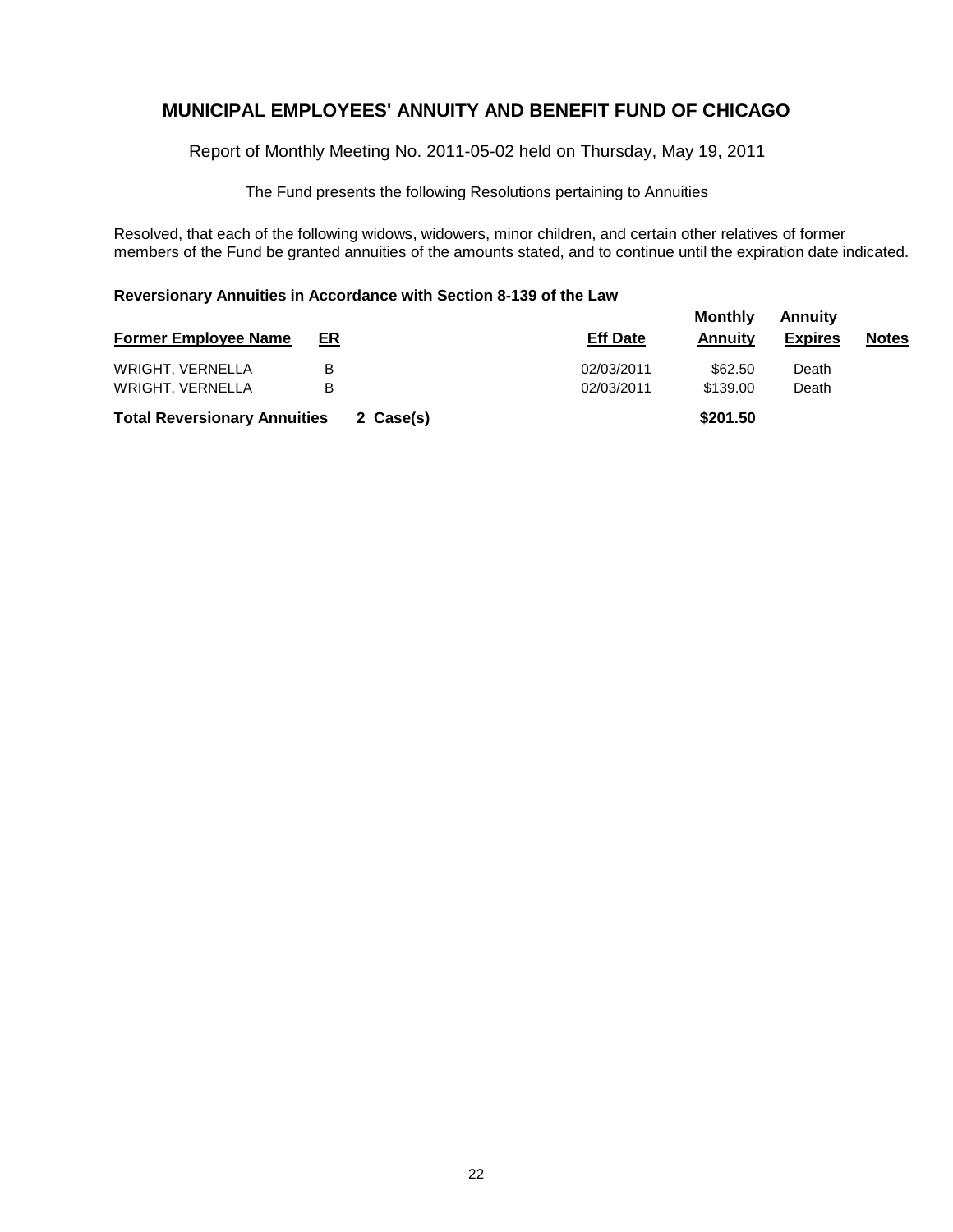# MUNICIPAL EMPLOYEES' ANNUITY AND BENEFIT FUND OF CHICAGO

Report of Monthly Meeting No. 2011-05-02 held on Thursday, May 19, 2011

The Fund presents the following Resolutions pertaining to Annuities

Resolved, that each of the following widows, widowers, minor children, and certain other relatives of former members of the Fund be granted annuities of the amounts stated, and to continue until the expiration date indicated.

**Reversionary Annuities in Accordance with Section 8-139 of the Law**

| Former Employee Name | ER | | Eff Date | Monthly Annuity | Annuity Expires | Notes |
|---|---|---|---|---|---|---|
| WRIGHT, VERNELLA | B | | 02/03/2011 | $62.50 | Death | |
| WRIGHT, VERNELLA | B | | 02/03/2011 | $139.00 | Death | |
| **Total Reversionary Annuities** | | **2 Case(s)** | | **$201.50** | | |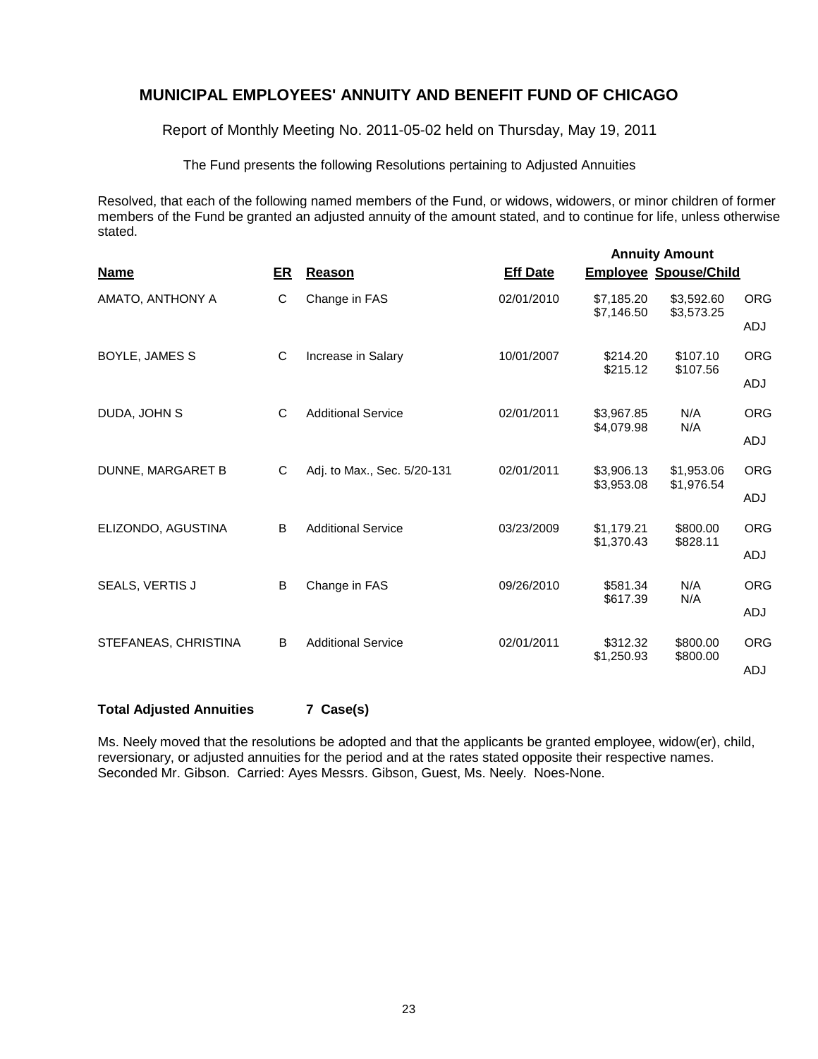## MUNICIPAL EMPLOYEES' ANNUITY AND BENEFIT FUND OF CHICAGO

Report of Monthly Meeting No. 2011-05-02 held on Thursday, May 19, 2011

The Fund presents the following Resolutions pertaining to Adjusted Annuities

Resolved, that each of the following named members of the Fund, or widows, widowers, or minor children of former members of the Fund be granted an adjusted annuity of the amount stated, and to continue for life, unless otherwise stated.

| | | | | Annuity Amount | | |
|---|---|---|---|---|---|---|
| **Name** | **ER** | **Reason** | **Eff Date** | **Employee** | **Spouse/Child** | |
| AMATO, ANTHONY A | C | Change in FAS | 02/01/2010 | $7,185.20 | $3,592.60 | ORG |
| | | | | $7,146.50 | $3,573.25 | ADJ |
| BOYLE, JAMES S | C | Increase in Salary | 10/01/2007 | $214.20 | $107.10 | ORG |
| | | | | $215.12 | $107.56 | ADJ |
| DUDA, JOHN S | C | Additional Service | 02/01/2011 | $3,967.85 | N/A | ORG |
| | | | | $4,079.98 | N/A | ADJ |
| DUNNE, MARGARET B | C | Adj. to Max., Sec. 5/20-131 | 02/01/2011 | $3,906.13 | $1,953.06 | ORG |
| | | | | $3,953.08 | $1,976.54 | ADJ |
| ELIZONDO, AGUSTINA | B | Additional Service | 03/23/2009 | $1,179.21 | $800.00 | ORG |
| | | | | $1,370.43 | $828.11 | ADJ |
| SEALS, VERTIS J | B | Change in FAS | 09/26/2010 | $581.34 | N/A | ORG |
| | | | | $617.39 | N/A | ADJ |
| STEFANEAS, CHRISTINA | B | Additional Service | 02/01/2011 | $312.32 | $800.00 | ORG |
| | | | | $1,250.93 | $800.00 | ADJ |

**Total Adjusted Annuities 7 Case(s)**

Ms. Neely moved that the resolutions be adopted and that the applicants be granted employee, widow(er), child, reversionary, or adjusted annuities for the period and at the rates stated opposite their respective names. Seconded Mr. Gibson. Carried: Ayes Messrs. Gibson, Guest, Ms. Neely. Noes-None.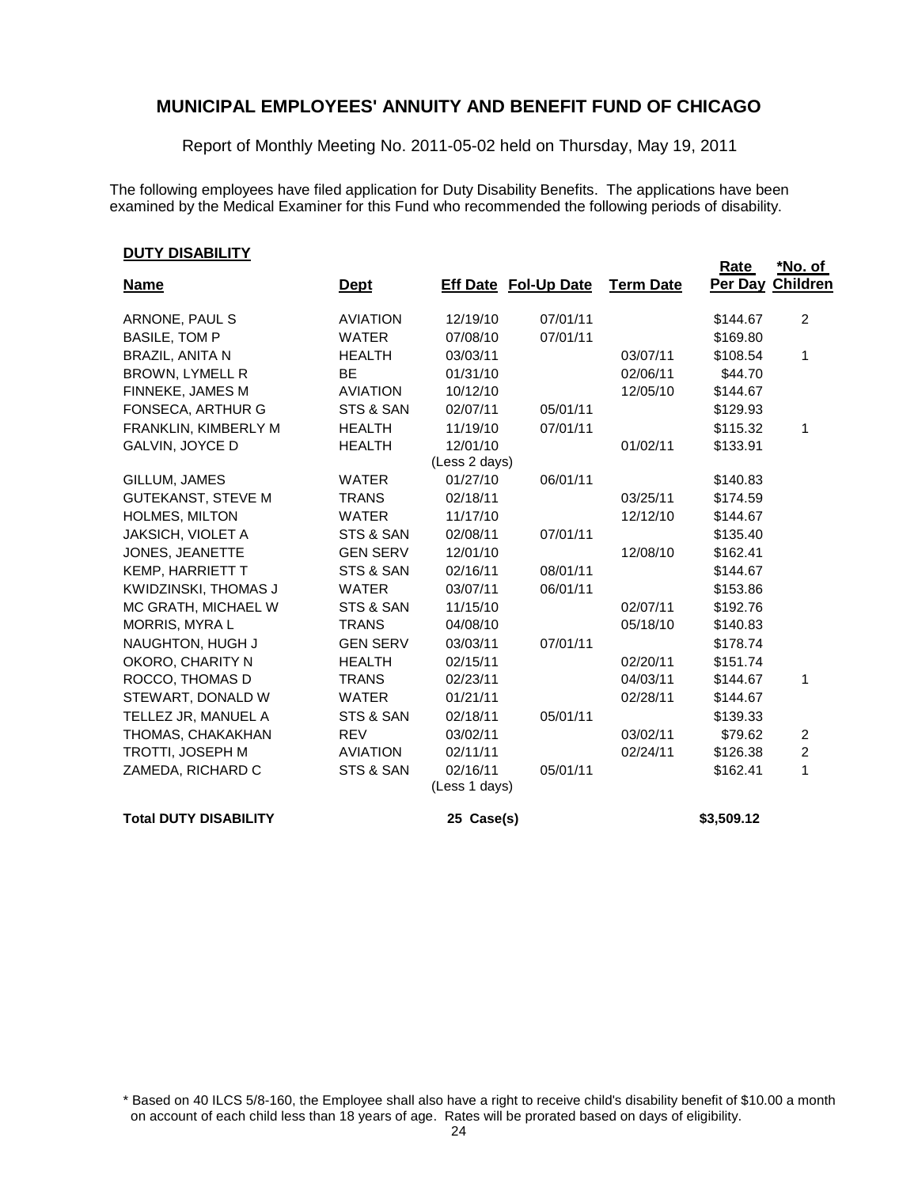# MUNICIPAL EMPLOYEES' ANNUITY AND BENEFIT FUND OF CHICAGO

Report of Monthly Meeting No. 2011-05-02 held on Thursday, May 19, 2011

The following employees have filed application for Duty Disability Benefits. The applications have been examined by the Medical Examiner for this Fund who recommended the following periods of disability.

**DUTY DISABILITY**

| Name | Dept | Eff Date | Fol-Up Date | Term Date | Rate Per Day | *No. of Children |
|---|---|---|---|---|---|---|
| ARNONE, PAUL S | AVIATION | 12/19/10 | 07/01/11 | | $144.67 | 2 |
| BASILE, TOM P | WATER | 07/08/10 | 07/01/11 | | $169.80 | |
| BRAZIL, ANITA N | HEALTH | 03/03/11 | | 03/07/11 | $108.54 | 1 |
| BROWN, LYMELL R | BE | 01/31/10 | | 02/06/11 | $44.70 | |
| FINNEKE, JAMES M | AVIATION | 10/12/10 | | 12/05/10 | $144.67 | |
| FONSECA, ARTHUR G | STS & SAN | 02/07/11 | 05/01/11 | | $129.93 | |
| FRANKLIN, KIMBERLY M | HEALTH | 11/19/10 | 07/01/11 | | $115.32 | 1 |
| GALVIN, JOYCE D | HEALTH | 12/01/10 (Less 2 days) | | 01/02/11 | $133.91 | |
| GILLUM, JAMES | WATER | 01/27/10 | 06/01/11 | | $140.83 | |
| GUTEKANST, STEVE M | TRANS | 02/18/11 | | 03/25/11 | $174.59 | |
| HOLMES, MILTON | WATER | 11/17/10 | | 12/12/10 | $144.67 | |
| JAKSICH, VIOLET A | STS & SAN | 02/08/11 | 07/01/11 | | $135.40 | |
| JONES, JEANETTE | GEN SERV | 12/01/10 | | 12/08/10 | $162.41 | |
| KEMP, HARRIETT T | STS & SAN | 02/16/11 | 08/01/11 | | $144.67 | |
| KWIDZINSKI, THOMAS J | WATER | 03/07/11 | 06/01/11 | | $153.86 | |
| MC GRATH, MICHAEL W | STS & SAN | 11/15/10 | | 02/07/11 | $192.76 | |
| MORRIS, MYRA L | TRANS | 04/08/10 | | 05/18/10 | $140.83 | |
| NAUGHTON, HUGH J | GEN SERV | 03/03/11 | 07/01/11 | | $178.74 | |
| OKORO, CHARITY N | HEALTH | 02/15/11 | | 02/20/11 | $151.74 | |
| ROCCO, THOMAS D | TRANS | 02/23/11 | | 04/03/11 | $144.67 | 1 |
| STEWART, DONALD W | WATER | 01/21/11 | | 02/28/11 | $144.67 | |
| TELLEZ JR, MANUEL A | STS & SAN | 02/18/11 | 05/01/11 | | $139.33 | |
| THOMAS, CHAKAKHAN | REV | 03/02/11 | | 03/02/11 | $79.62 | 2 |
| TROTTI, JOSEPH M | AVIATION | 02/11/11 | | 02/24/11 | $126.38 | 2 |
| ZAMEDA, RICHARD C | STS & SAN | 02/16/11 (Less 1 days) | 05/01/11 | | $162.41 | 1 |
| **Total DUTY DISABILITY** | | **25 Case(s)** | | | **$3,509.12** | |

\* Based on 40 ILCS 5/8-160, the Employee shall also have a right to receive child's disability benefit of $10.00 a month on account of each child less than 18 years of age. Rates will be prorated based on days of eligibility.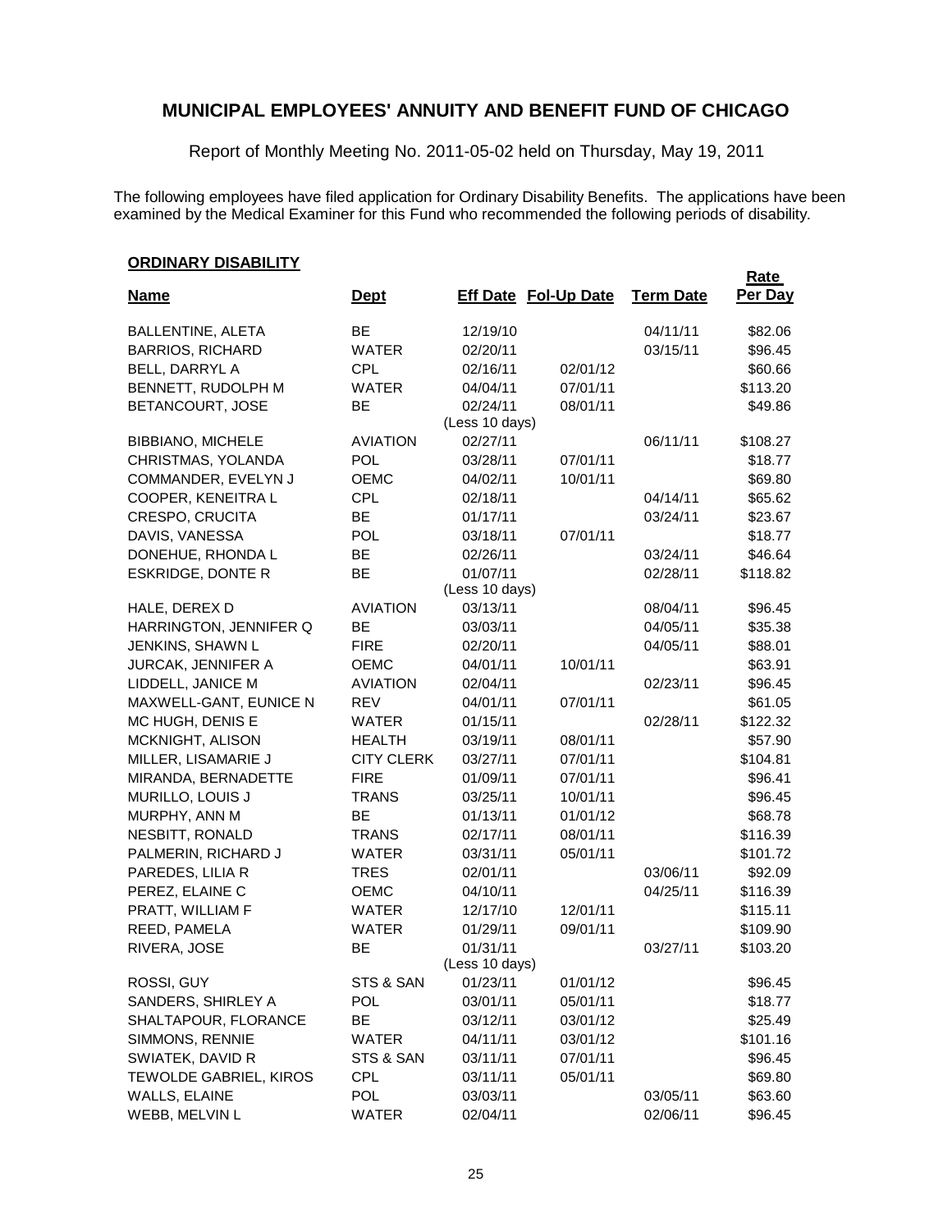# MUNICIPAL EMPLOYEES' ANNUITY AND BENEFIT FUND OF CHICAGO

Report of Monthly Meeting No. 2011-05-02 held on Thursday, May 19, 2011

The following employees have filed application for Ordinary Disability Benefits. The applications have been examined by the Medical Examiner for this Fund who recommended the following periods of disability.

**ORDINARY DISABILITY**

| Name | Dept | Eff Date | Fol-Up Date | Term Date | Rate Per Day |
|---|---|---|---|---|---|
| BALLENTINE, ALETA | BE | 12/19/10 | | 04/11/11 | $82.06 |
| BARRIOS, RICHARD | WATER | 02/20/11 | | 03/15/11 | $96.45 |
| BELL, DARRYL A | CPL | 02/16/11 | 02/01/12 | | $60.66 |
| BENNETT, RUDOLPH M | WATER | 04/04/11 | 07/01/11 | | $113.20 |
| BETANCOURT, JOSE | BE | 02/24/11 (Less 10 days) | 08/01/11 | | $49.86 |
| BIBBIANO, MICHELE | AVIATION | 02/27/11 | | 06/11/11 | $108.27 |
| CHRISTMAS, YOLANDA | POL | 03/28/11 | 07/01/11 | | $18.77 |
| COMMANDER, EVELYN J | OEMC | 04/02/11 | 10/01/11 | | $69.80 |
| COOPER, KENEITRA L | CPL | 02/18/11 | | 04/14/11 | $65.62 |
| CRESPO, CRUCITA | BE | 01/17/11 | | 03/24/11 | $23.67 |
| DAVIS, VANESSA | POL | 03/18/11 | 07/01/11 | | $18.77 |
| DONEHUE, RHONDA L | BE | 02/26/11 | | 03/24/11 | $46.64 |
| ESKRIDGE, DONTE R | BE | 01/07/11 (Less 10 days) | | 02/28/11 | $118.82 |
| HALE, DEREX D | AVIATION | 03/13/11 | | 08/04/11 | $96.45 |
| HARRINGTON, JENNIFER Q | BE | 03/03/11 | | 04/05/11 | $35.38 |
| JENKINS, SHAWN L | FIRE | 02/20/11 | | 04/05/11 | $88.01 |
| JURCAK, JENNIFER A | OEMC | 04/01/11 | 10/01/11 | | $63.91 |
| LIDDELL, JANICE M | AVIATION | 02/04/11 | | 02/23/11 | $96.45 |
| MAXWELL-GANT, EUNICE N | REV | 04/01/11 | 07/01/11 | | $61.05 |
| MC HUGH, DENIS E | WATER | 01/15/11 | | 02/28/11 | $122.32 |
| MCKNIGHT, ALISON | HEALTH | 03/19/11 | 08/01/11 | | $57.90 |
| MILLER, LISAMARIE J | CITY CLERK | 03/27/11 | 07/01/11 | | $104.81 |
| MIRANDA, BERNADETTE | FIRE | 01/09/11 | 07/01/11 | | $96.41 |
| MURILLO, LOUIS J | TRANS | 03/25/11 | 10/01/11 | | $96.45 |
| MURPHY, ANN M | BE | 01/13/11 | 01/01/12 | | $68.78 |
| NESBITT, RONALD | TRANS | 02/17/11 | 08/01/11 | | $116.39 |
| PALMERIN, RICHARD J | WATER | 03/31/11 | 05/01/11 | | $101.72 |
| PAREDES, LILIA R | TRES | 02/01/11 | | 03/06/11 | $92.09 |
| PEREZ, ELAINE C | OEMC | 04/10/11 | | 04/25/11 | $116.39 |
| PRATT, WILLIAM F | WATER | 12/17/10 | 12/01/11 | | $115.11 |
| REED, PAMELA | WATER | 01/29/11 | 09/01/11 | | $109.90 |
| RIVERA, JOSE | BE | 01/31/11 (Less 10 days) | | 03/27/11 | $103.20 |
| ROSSI, GUY | STS & SAN | 01/23/11 | 01/01/12 | | $96.45 |
| SANDERS, SHIRLEY A | POL | 03/01/11 | 05/01/11 | | $18.77 |
| SHALTAPOUR, FLORANCE | BE | 03/12/11 | 03/01/12 | | $25.49 |
| SIMMONS, RENNIE | WATER | 04/11/11 | 03/01/12 | | $101.16 |
| SWIATEK, DAVID R | STS & SAN | 03/11/11 | 07/01/11 | | $96.45 |
| TEWOLDE GABRIEL, KIROS | CPL | 03/11/11 | 05/01/11 | | $69.80 |
| WALLS, ELAINE | POL | 03/03/11 | | 03/05/11 | $63.60 |
| WEBB, MELVIN L | WATER | 02/04/11 | | 02/06/11 | $96.45 |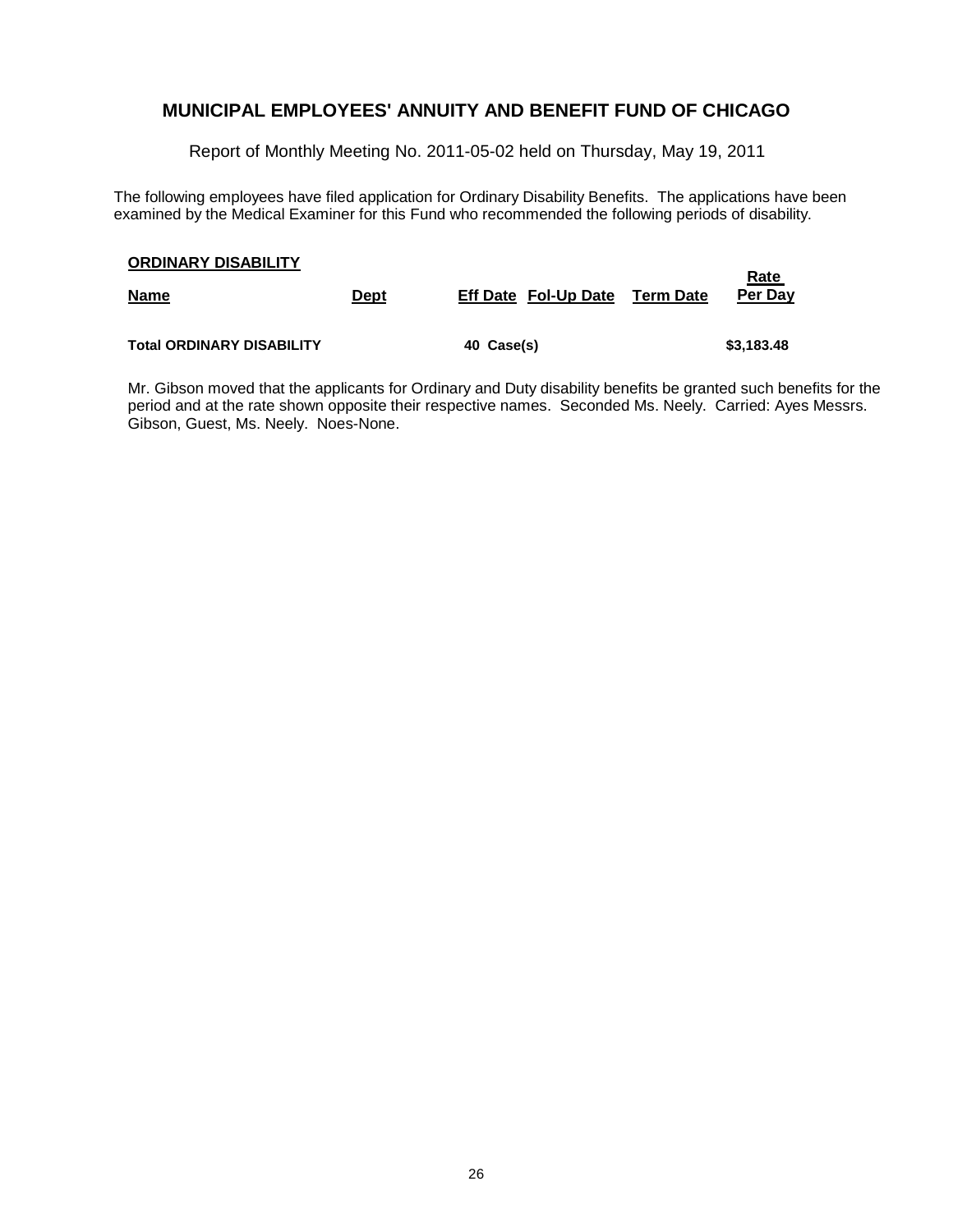## MUNICIPAL EMPLOYEES' ANNUITY AND BENEFIT FUND OF CHICAGO

Report of Monthly Meeting No. 2011-05-02 held on Thursday, May 19, 2011

The following employees have filed application for Ordinary Disability Benefits. The applications have been examined by the Medical Examiner for this Fund who recommended the following periods of disability.

**ORDINARY DISABILITY**

| Name | Dept | Eff Date | Fol-Up Date | Term Date | Rate Per Day |
|---|---|---|---|---|---|
| **Total ORDINARY DISABILITY** | | **40 Case(s)** | | | **$3,183.48** |

Mr. Gibson moved that the applicants for Ordinary and Duty disability benefits be granted such benefits for the period and at the rate shown opposite their respective names. Seconded Ms. Neely. Carried: Ayes Messrs. Gibson, Guest, Ms. Neely. Noes-None.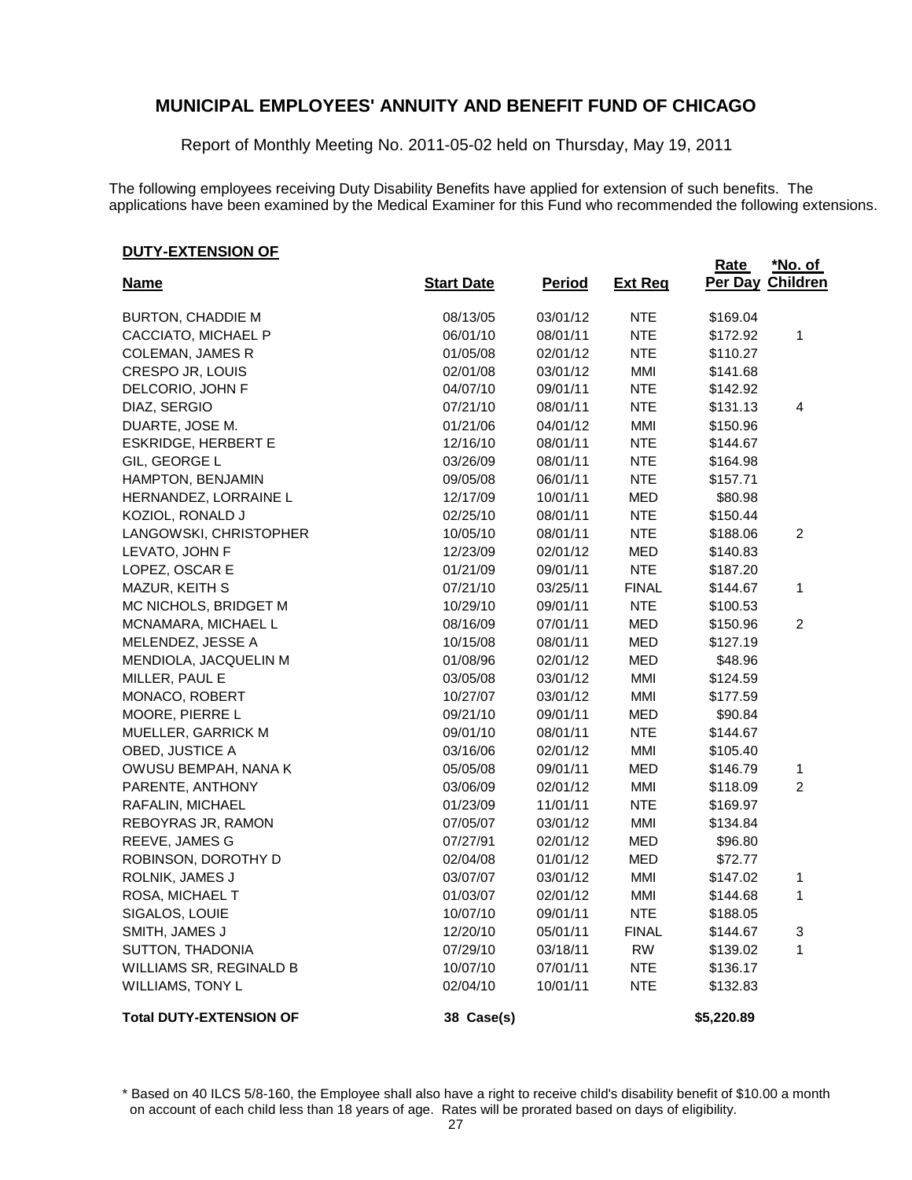# MUNICIPAL EMPLOYEES' ANNUITY AND BENEFIT FUND OF CHICAGO

Report of Monthly Meeting No. 2011-05-02 held on Thursday, May 19, 2011

The following employees receiving Duty Disability Benefits have applied for extension of such benefits. The applications have been examined by the Medical Examiner for this Fund who recommended the following extensions.

**DUTY-EXTENSION OF**

| Name | Start Date | Period | Ext Req | Rate Per Day | *No. of Children |
|---|---|---|---|---|---|
| BURTON, CHADDIE M | 08/13/05 | 03/01/12 | NTE | $169.04 | |
| CACCIATO, MICHAEL P | 06/01/10 | 08/01/11 | NTE | $172.92 | 1 |
| COLEMAN, JAMES R | 01/05/08 | 02/01/12 | NTE | $110.27 | |
| CRESPO JR, LOUIS | 02/01/08 | 03/01/12 | MMI | $141.68 | |
| DELCORIO, JOHN F | 04/07/10 | 09/01/11 | NTE | $142.92 | |
| DIAZ, SERGIO | 07/21/10 | 08/01/11 | NTE | $131.13 | 4 |
| DUARTE, JOSE M. | 01/21/06 | 04/01/12 | MMI | $150.96 | |
| ESKRIDGE, HERBERT E | 12/16/10 | 08/01/11 | NTE | $144.67 | |
| GIL, GEORGE L | 03/26/09 | 08/01/11 | NTE | $164.98 | |
| HAMPTON, BENJAMIN | 09/05/08 | 06/01/11 | NTE | $157.71 | |
| HERNANDEZ, LORRAINE L | 12/17/09 | 10/01/11 | MED | $80.98 | |
| KOZIOL, RONALD J | 02/25/10 | 08/01/11 | NTE | $150.44 | |
| LANGOWSKI, CHRISTOPHER | 10/05/10 | 08/01/11 | NTE | $188.06 | 2 |
| LEVATO, JOHN F | 12/23/09 | 02/01/12 | MED | $140.83 | |
| LOPEZ, OSCAR E | 01/21/09 | 09/01/11 | NTE | $187.20 | |
| MAZUR, KEITH S | 07/21/10 | 03/25/11 | FINAL | $144.67 | 1 |
| MC NICHOLS, BRIDGET M | 10/29/10 | 09/01/11 | NTE | $100.53 | |
| MCNAMARA, MICHAEL L | 08/16/09 | 07/01/11 | MED | $150.96 | 2 |
| MELENDEZ, JESSE A | 10/15/08 | 08/01/11 | MED | $127.19 | |
| MENDIOLA, JACQUELIN M | 01/08/96 | 02/01/12 | MED | $48.96 | |
| MILLER, PAUL E | 03/05/08 | 03/01/12 | MMI | $124.59 | |
| MONACO, ROBERT | 10/27/07 | 03/01/12 | MMI | $177.59 | |
| MOORE, PIERRE L | 09/21/10 | 09/01/11 | MED | $90.84 | |
| MUELLER, GARRICK M | 09/01/10 | 08/01/11 | NTE | $144.67 | |
| OBED, JUSTICE A | 03/16/06 | 02/01/12 | MMI | $105.40 | |
| OWUSU BEMPAH, NANA K | 05/05/08 | 09/01/11 | MED | $146.79 | 1 |
| PARENTE, ANTHONY | 03/06/09 | 02/01/12 | MMI | $118.09 | 2 |
| RAFALIN, MICHAEL | 01/23/09 | 11/01/11 | NTE | $169.97 | |
| REBOYRAS JR, RAMON | 07/05/07 | 03/01/12 | MMI | $134.84 | |
| REEVE, JAMES G | 07/27/91 | 02/01/12 | MED | $96.80 | |
| ROBINSON, DOROTHY D | 02/04/08 | 01/01/12 | MED | $72.77 | |
| ROLNIK, JAMES J | 03/07/07 | 03/01/12 | MMI | $147.02 | 1 |
| ROSA, MICHAEL T | 01/03/07 | 02/01/12 | MMI | $144.68 | 1 |
| SIGALOS, LOUIE | 10/07/10 | 09/01/11 | NTE | $188.05 | |
| SMITH, JAMES J | 12/20/10 | 05/01/11 | FINAL | $144.67 | 3 |
| SUTTON, THADONIA | 07/29/10 | 03/18/11 | RW | $139.02 | 1 |
| WILLIAMS SR, REGINALD B | 10/07/10 | 07/01/11 | NTE | $136.17 | |
| WILLIAMS, TONY L | 02/04/10 | 10/01/11 | NTE | $132.83 | |
| **Total DUTY-EXTENSION OF** | **38 Case(s)** | | | **$5,220.89** | |

\* Based on 40 ILCS 5/8-160, the Employee shall also have a right to receive child's disability benefit of $10.00 a month on account of each child less than 18 years of age. Rates will be prorated based on days of eligibility.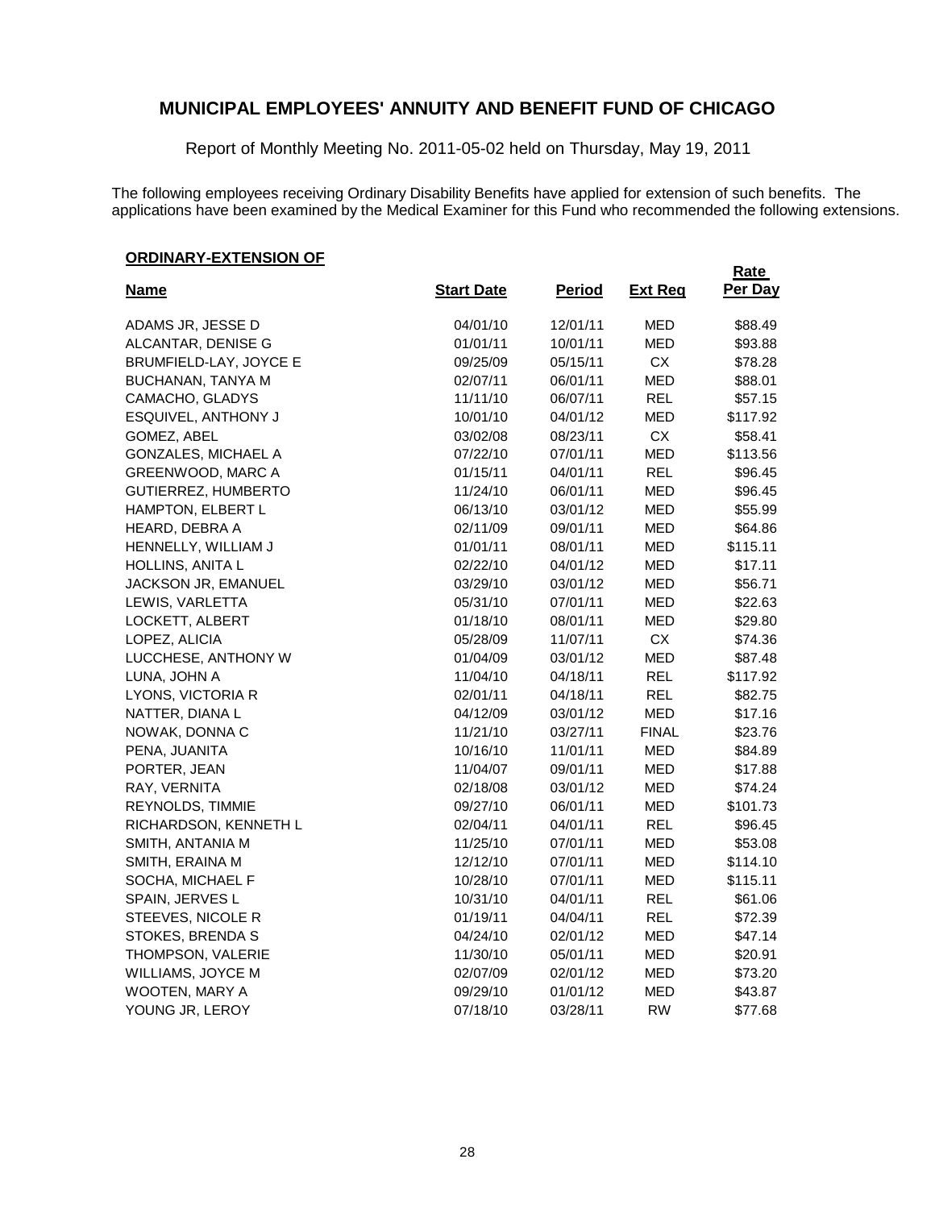# MUNICIPAL EMPLOYEES' ANNUITY AND BENEFIT FUND OF CHICAGO

Report of Monthly Meeting No. 2011-05-02 held on Thursday, May 19, 2011

The following employees receiving Ordinary Disability Benefits have applied for extension of such benefits. The applications have been examined by the Medical Examiner for this Fund who recommended the following extensions.

**ORDINARY-EXTENSION OF**

| Name | Start Date | Period | Ext Req | Rate Per Day |
|---|---|---|---|---|
| ADAMS JR, JESSE D | 04/01/10 | 12/01/11 | MED | \$88.49 |
| ALCANTAR, DENISE G | 01/01/11 | 10/01/11 | MED | \$93.88 |
| BRUMFIELD-LAY, JOYCE E | 09/25/09 | 05/15/11 | CX | \$78.28 |
| BUCHANAN, TANYA M | 02/07/11 | 06/01/11 | MED | \$88.01 |
| CAMACHO, GLADYS | 11/11/10 | 06/07/11 | REL | \$57.15 |
| ESQUIVEL, ANTHONY J | 10/01/10 | 04/01/12 | MED | \$117.92 |
| GOMEZ, ABEL | 03/02/08 | 08/23/11 | CX | \$58.41 |
| GONZALES, MICHAEL A | 07/22/10 | 07/01/11 | MED | \$113.56 |
| GREENWOOD, MARC A | 01/15/11 | 04/01/11 | REL | \$96.45 |
| GUTIERREZ, HUMBERTO | 11/24/10 | 06/01/11 | MED | \$96.45 |
| HAMPTON, ELBERT L | 06/13/10 | 03/01/12 | MED | \$55.99 |
| HEARD, DEBRA A | 02/11/09 | 09/01/11 | MED | \$64.86 |
| HENNELLY, WILLIAM J | 01/01/11 | 08/01/11 | MED | \$115.11 |
| HOLLINS, ANITA L | 02/22/10 | 04/01/12 | MED | \$17.11 |
| JACKSON JR, EMANUEL | 03/29/10 | 03/01/12 | MED | \$56.71 |
| LEWIS, VARLETTA | 05/31/10 | 07/01/11 | MED | \$22.63 |
| LOCKETT, ALBERT | 01/18/10 | 08/01/11 | MED | \$29.80 |
| LOPEZ, ALICIA | 05/28/09 | 11/07/11 | CX | \$74.36 |
| LUCCHESE, ANTHONY W | 01/04/09 | 03/01/12 | MED | \$87.48 |
| LUNA, JOHN A | 11/04/10 | 04/18/11 | REL | \$117.92 |
| LYONS, VICTORIA R | 02/01/11 | 04/18/11 | REL | \$82.75 |
| NATTER, DIANA L | 04/12/09 | 03/01/12 | MED | \$17.16 |
| NOWAK, DONNA C | 11/21/10 | 03/27/11 | FINAL | \$23.76 |
| PENA, JUANITA | 10/16/10 | 11/01/11 | MED | \$84.89 |
| PORTER, JEAN | 11/04/07 | 09/01/11 | MED | \$17.88 |
| RAY, VERNITA | 02/18/08 | 03/01/12 | MED | \$74.24 |
| REYNOLDS, TIMMIE | 09/27/10 | 06/01/11 | MED | \$101.73 |
| RICHARDSON, KENNETH L | 02/04/11 | 04/01/11 | REL | \$96.45 |
| SMITH, ANTANIA M | 11/25/10 | 07/01/11 | MED | \$53.08 |
| SMITH, ERAINA M | 12/12/10 | 07/01/11 | MED | \$114.10 |
| SOCHA, MICHAEL F | 10/28/10 | 07/01/11 | MED | \$115.11 |
| SPAIN, JERVES L | 10/31/10 | 04/01/11 | REL | \$61.06 |
| STEEVES, NICOLE R | 01/19/11 | 04/04/11 | REL | \$72.39 |
| STOKES, BRENDA S | 04/24/10 | 02/01/12 | MED | \$47.14 |
| THOMPSON, VALERIE | 11/30/10 | 05/01/11 | MED | \$20.91 |
| WILLIAMS, JOYCE M | 02/07/09 | 02/01/12 | MED | \$73.20 |
| WOOTEN, MARY A | 09/29/10 | 01/01/12 | MED | \$43.87 |
| YOUNG JR, LEROY | 07/18/10 | 03/28/11 | RW | \$77.68 |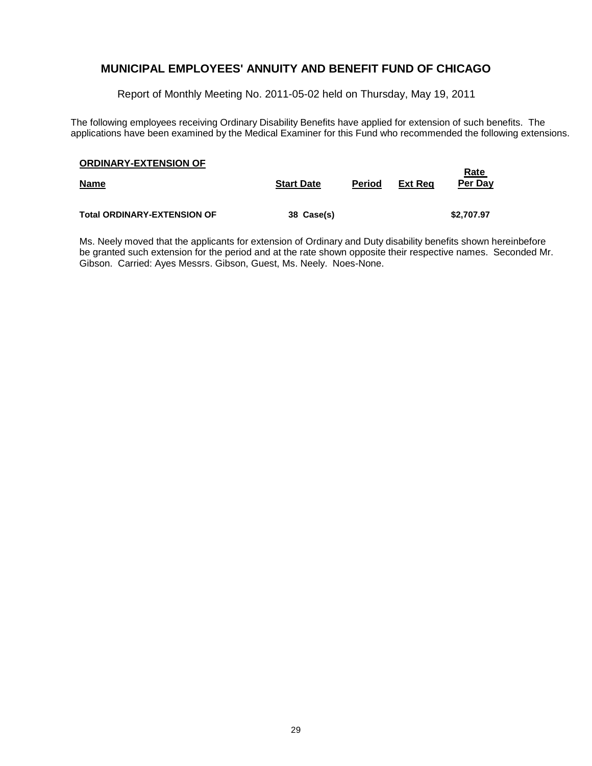# MUNICIPAL EMPLOYEES' ANNUITY AND BENEFIT FUND OF CHICAGO

Report of Monthly Meeting No. 2011-05-02 held on Thursday, May 19, 2011

The following employees receiving Ordinary Disability Benefits have applied for extension of such benefits. The applications have been examined by the Medical Examiner for this Fund who recommended the following extensions.

**ORDINARY-EXTENSION OF**

| Name | Start Date | Period | Ext Req | Rate Per Day |
|---|---|---|---|---|
| **Total ORDINARY-EXTENSION OF** | **38 Case(s)** | | | **$2,707.97** |

Ms. Neely moved that the applicants for extension of Ordinary and Duty disability benefits shown hereinbefore be granted such extension for the period and at the rate shown opposite their respective names. Seconded Mr. Gibson. Carried: Ayes Messrs. Gibson, Guest, Ms. Neely. Noes-None.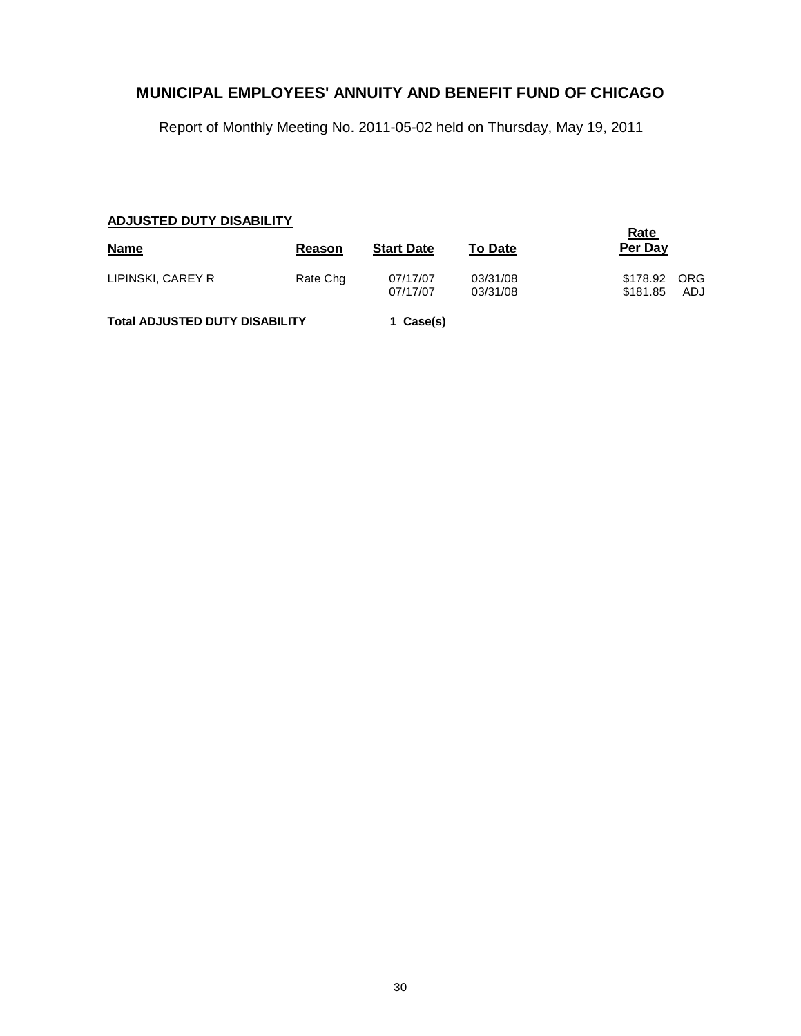# MUNICIPAL EMPLOYEES' ANNUITY AND BENEFIT FUND OF CHICAGO

Report of Monthly Meeting No. 2011-05-02 held on Thursday, May 19, 2011

**ADJUSTED DUTY DISABILITY**

| Name | Reason | Start Date | To Date | Rate Per Day | |
|---|---|---|---|---|---|
| LIPINSKI, CAREY R | Rate Chg | 07/17/07 | 03/31/08 | $178.92 | ORG |
| | | 07/17/07 | 03/31/08 | $181.85 | ADJ |

**Total ADJUSTED DUTY DISABILITY** **1 Case(s)**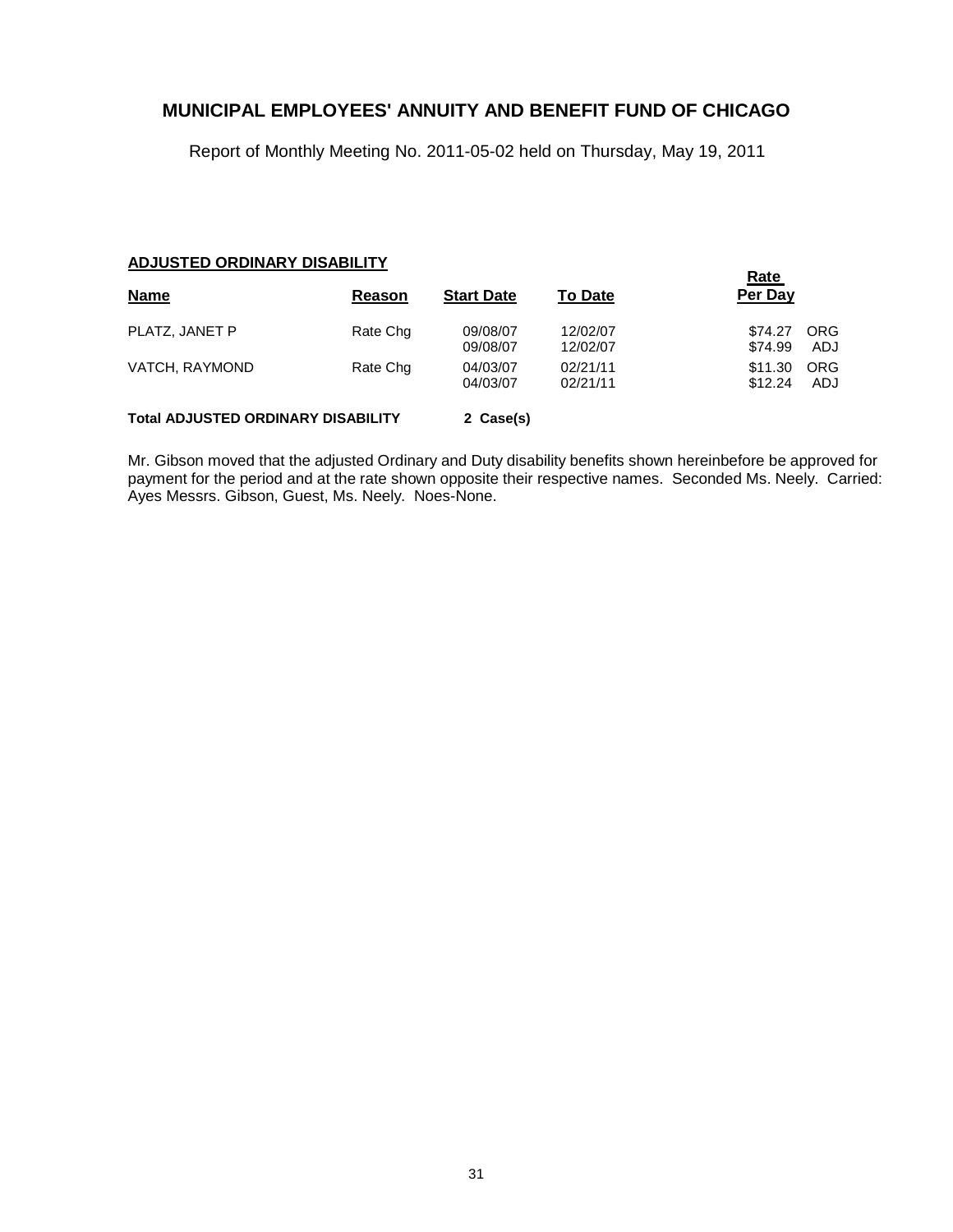## MUNICIPAL EMPLOYEES' ANNUITY AND BENEFIT FUND OF CHICAGO

Report of Monthly Meeting No. 2011-05-02 held on Thursday, May 19, 2011

**ADJUSTED ORDINARY DISABILITY**

| Name | Reason | Start Date | To Date | Rate Per Day | |
|---|---|---|---|---|---|
| PLATZ, JANET P | Rate Chg | 09/08/07 | 12/02/07 | $74.27 | ORG |
| | | 09/08/07 | 12/02/07 | $74.99 | ADJ |
| VATCH, RAYMOND | Rate Chg | 04/03/07 | 02/21/11 | $11.30 | ORG |
| | | 04/03/07 | 02/21/11 | $12.24 | ADJ |

**Total ADJUSTED ORDINARY DISABILITY** **2 Case(s)**

Mr. Gibson moved that the adjusted Ordinary and Duty disability benefits shown hereinbefore be approved for payment for the period and at the rate shown opposite their respective names. Seconded Ms. Neely. Carried: Ayes Messrs. Gibson, Guest, Ms. Neely. Noes-None.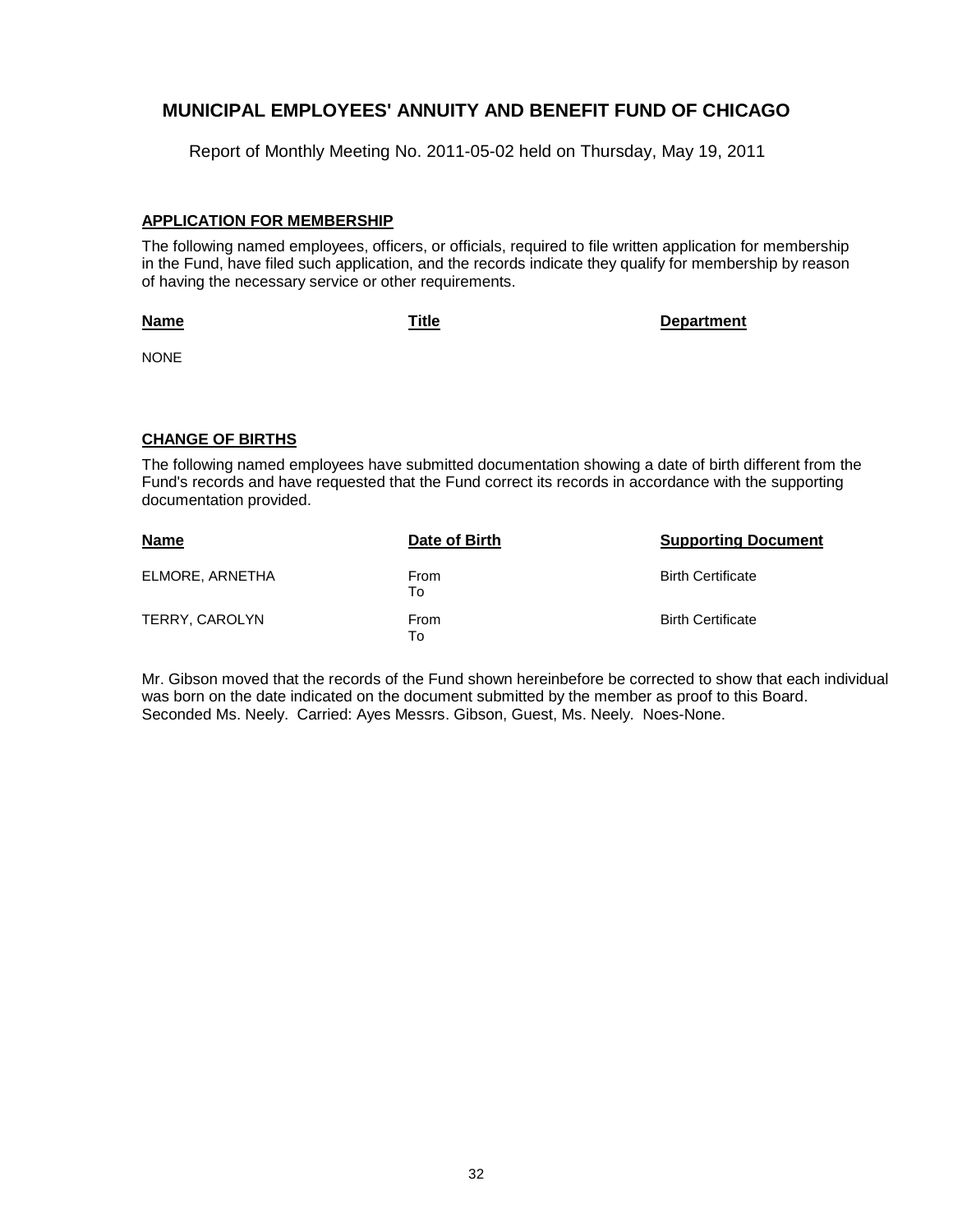# MUNICIPAL EMPLOYEES' ANNUITY AND BENEFIT FUND OF CHICAGO

Report of Monthly Meeting No. 2011-05-02 held on Thursday, May 19, 2011

## APPLICATION FOR MEMBERSHIP

The following named employees, officers, or officials, required to file written application for membership in the Fund, have filed such application, and the records indicate they qualify for membership by reason of having the necessary service or other requirements.

| Name | Title | Department |
|---|---|---|
| NONE | | |

## CHANGE OF BIRTHS

The following named employees have submitted documentation showing a date of birth different from the Fund's records and have requested that the Fund correct its records in accordance with the supporting documentation provided.

| Name | Date of Birth | Supporting Document |
|---|---|---|
| ELMORE, ARNETHA | From<br>To | Birth Certificate |
| TERRY, CAROLYN | From<br>To | Birth Certificate |

Mr. Gibson moved that the records of the Fund shown hereinbefore be corrected to show that each individual was born on the date indicated on the document submitted by the member as proof to this Board. Seconded Ms. Neely. Carried: Ayes Messrs. Gibson, Guest, Ms. Neely. Noes-None.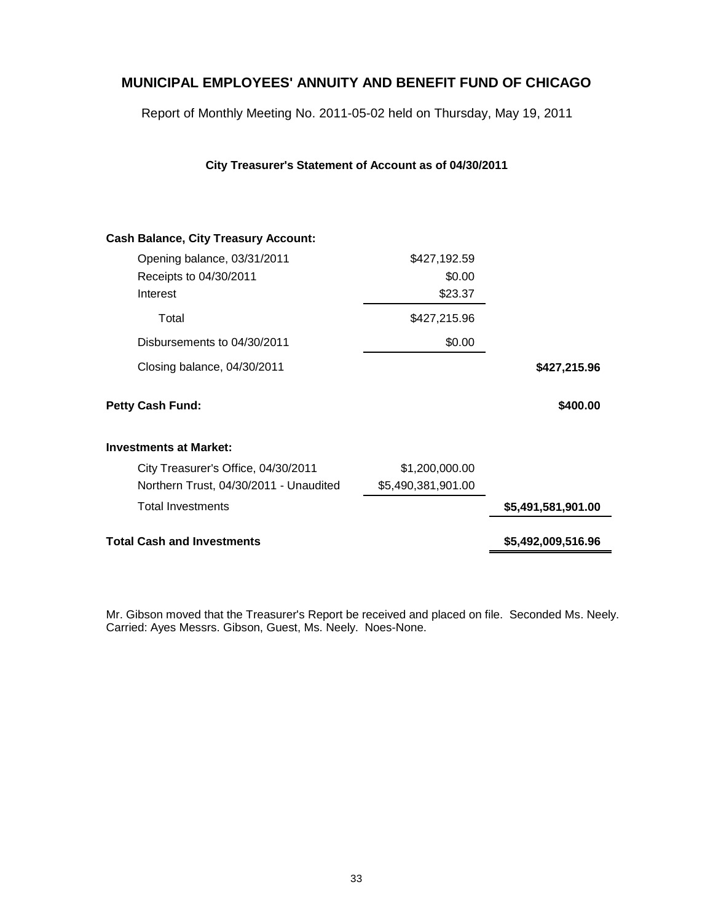# MUNICIPAL EMPLOYEES' ANNUITY AND BENEFIT FUND OF CHICAGO

Report of Monthly Meeting No. 2011-05-02 held on Thursday, May 19, 2011

**City Treasurer's Statement of Account as of 04/30/2011**

| | | |
|---|---|---|
| **Cash Balance, City Treasury Account:** | | |
| Opening balance, 03/31/2011 | $427,192.59 | |
| Receipts to 04/30/2011 | $0.00 | |
| Interest | $23.37 | |
| Total | $427,215.96 | |
| Disbursements to 04/30/2011 | $0.00 | |
| Closing balance, 04/30/2011 | | **$427,215.96** |
| **Petty Cash Fund:** | | **$400.00** |
| **Investments at Market:** | | |
| City Treasurer's Office, 04/30/2011 | $1,200,000.00 | |
| Northern Trust, 04/30/2011 - Unaudited | $5,490,381,901.00 | |
| Total Investments | | **$5,491,581,901.00** |
| **Total Cash and Investments** | | **$5,492,009,516.96** |

Mr. Gibson moved that the Treasurer's Report be received and placed on file. Seconded Ms. Neely.
Carried: Ayes Messrs. Gibson, Guest, Ms. Neely. Noes-None.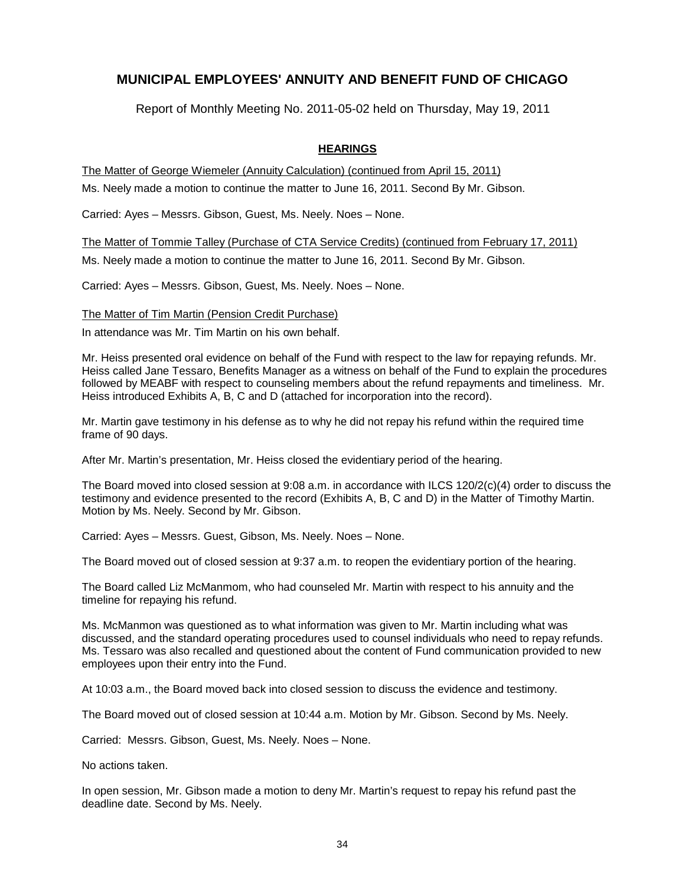# MUNICIPAL EMPLOYEES' ANNUITY AND BENEFIT FUND OF CHICAGO

Report of Monthly Meeting No. 2011-05-02 held on Thursday, May 19, 2011

## HEARINGS

The Matter of George Wiemeler (Annuity Calculation) (continued from April 15, 2011)

Ms. Neely made a motion to continue the matter to June 16, 2011. Second By Mr. Gibson.

Carried: Ayes – Messrs. Gibson, Guest, Ms. Neely. Noes – None.

The Matter of Tommie Talley (Purchase of CTA Service Credits) (continued from February 17, 2011)

Ms. Neely made a motion to continue the matter to June 16, 2011. Second By Mr. Gibson.

Carried: Ayes – Messrs. Gibson, Guest, Ms. Neely. Noes – None.

The Matter of Tim Martin (Pension Credit Purchase)

In attendance was Mr. Tim Martin on his own behalf.

Mr. Heiss presented oral evidence on behalf of the Fund with respect to the law for repaying refunds. Mr. Heiss called Jane Tessaro, Benefits Manager as a witness on behalf of the Fund to explain the procedures followed by MEABF with respect to counseling members about the refund repayments and timeliness. Mr. Heiss introduced Exhibits A, B, C and D (attached for incorporation into the record).

Mr. Martin gave testimony in his defense as to why he did not repay his refund within the required time frame of 90 days.

After Mr. Martin's presentation, Mr. Heiss closed the evidentiary period of the hearing.

The Board moved into closed session at 9:08 a.m. in accordance with ILCS 120/2(c)(4) order to discuss the testimony and evidence presented to the record (Exhibits A, B, C and D) in the Matter of Timothy Martin. Motion by Ms. Neely. Second by Mr. Gibson.

Carried: Ayes – Messrs. Guest, Gibson, Ms. Neely. Noes – None.

The Board moved out of closed session at 9:37 a.m. to reopen the evidentiary portion of the hearing.

The Board called Liz McManmom, who had counseled Mr. Martin with respect to his annuity and the timeline for repaying his refund.

Ms. McManmon was questioned as to what information was given to Mr. Martin including what was discussed, and the standard operating procedures used to counsel individuals who need to repay refunds. Ms. Tessaro was also recalled and questioned about the content of Fund communication provided to new employees upon their entry into the Fund.

At 10:03 a.m., the Board moved back into closed session to discuss the evidence and testimony.

The Board moved out of closed session at 10:44 a.m. Motion by Mr. Gibson. Second by Ms. Neely.

Carried: Messrs. Gibson, Guest, Ms. Neely. Noes – None.

No actions taken.

In open session, Mr. Gibson made a motion to deny Mr. Martin's request to repay his refund past the deadline date. Second by Ms. Neely.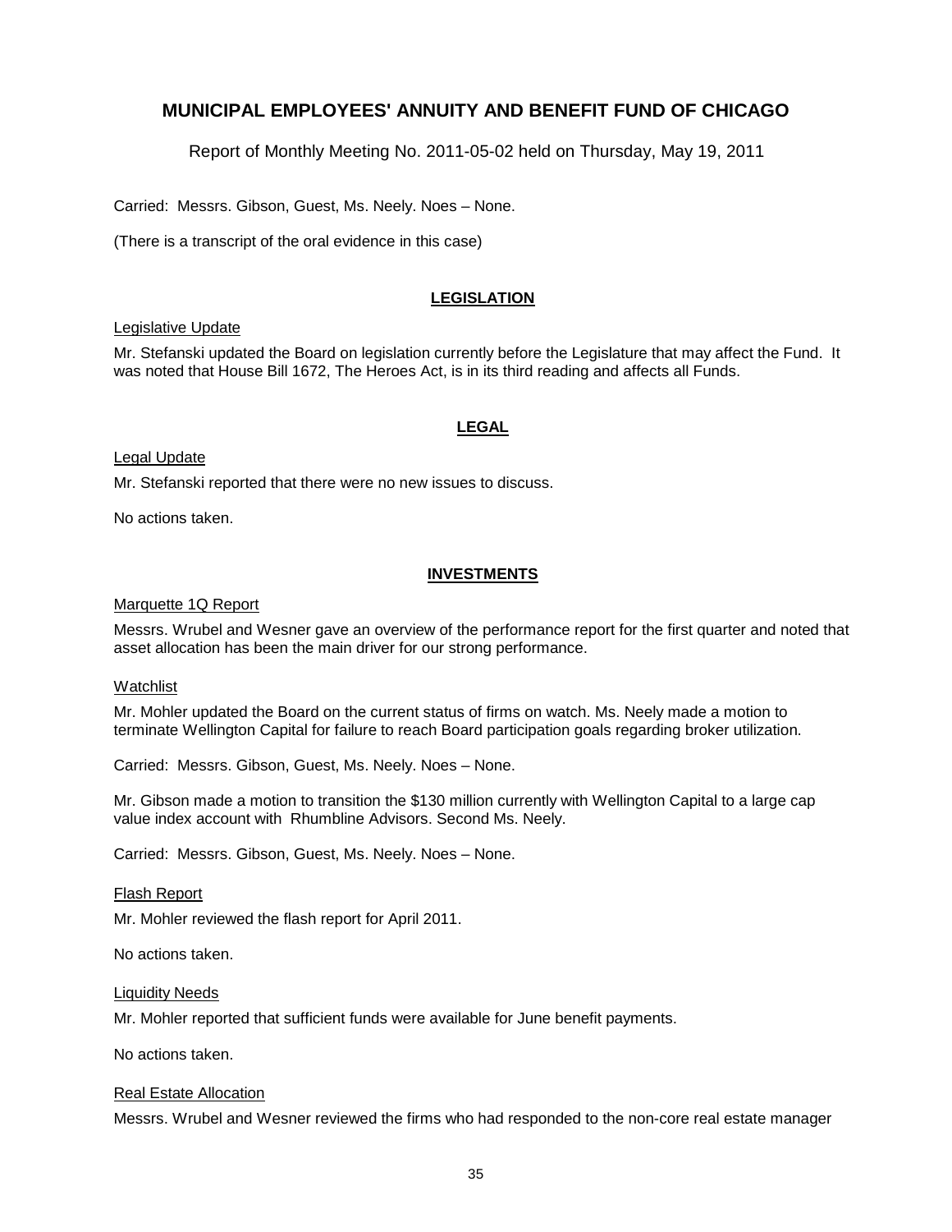Carried: Messrs. Gibson, Guest, Ms. Neely. Noes – None.

(There is a transcript of the oral evidence in this case)

## LEGISLATION

Legislative Update

Mr. Stefanski updated the Board on legislation currently before the Legislature that may affect the Fund. It was noted that House Bill 1672, The Heroes Act, is in its third reading and affects all Funds.

## LEGAL

Legal Update

Mr. Stefanski reported that there were no new issues to discuss.

No actions taken.

## INVESTMENTS

Marquette 1Q Report

Messrs. Wrubel and Wesner gave an overview of the performance report for the first quarter and noted that asset allocation has been the main driver for our strong performance.

Watchlist

Mr. Mohler updated the Board on the current status of firms on watch. Ms. Neely made a motion to terminate Wellington Capital for failure to reach Board participation goals regarding broker utilization.

Carried: Messrs. Gibson, Guest, Ms. Neely. Noes – None.

Mr. Gibson made a motion to transition the $130 million currently with Wellington Capital to a large cap value index account with Rhumbline Advisors. Second Ms. Neely.

Carried: Messrs. Gibson, Guest, Ms. Neely. Noes – None.

Flash Report

Mr. Mohler reviewed the flash report for April 2011.

No actions taken.

Liquidity Needs

Mr. Mohler reported that sufficient funds were available for June benefit payments.

No actions taken.

Real Estate Allocation

Messrs. Wrubel and Wesner reviewed the firms who had responded to the non-core real estate manager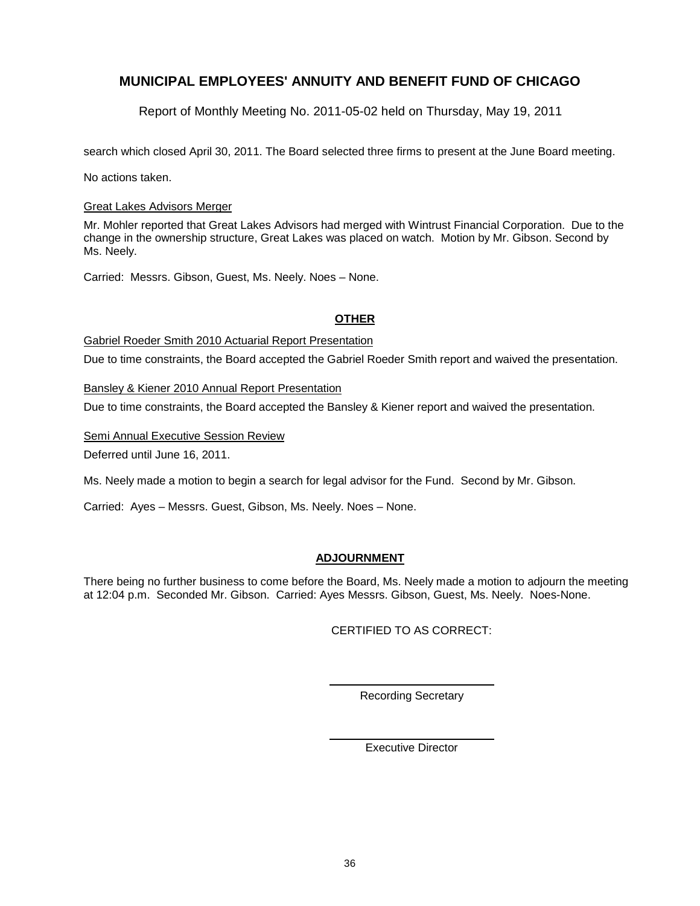search which closed April 30, 2011. The Board selected three firms to present at the June Board meeting.

No actions taken.

Great Lakes Advisors Merger

Mr. Mohler reported that Great Lakes Advisors had merged with Wintrust Financial Corporation. Due to the change in the ownership structure, Great Lakes was placed on watch. Motion by Mr. Gibson. Second by Ms. Neely.

Carried: Messrs. Gibson, Guest, Ms. Neely. Noes – None.

## **OTHER**

Gabriel Roeder Smith 2010 Actuarial Report Presentation

Due to time constraints, the Board accepted the Gabriel Roeder Smith report and waived the presentation.

Bansley & Kiener 2010 Annual Report Presentation

Due to time constraints, the Board accepted the Bansley & Kiener report and waived the presentation.

Semi Annual Executive Session Review

Deferred until June 16, 2011.

Ms. Neely made a motion to begin a search for legal advisor for the Fund. Second by Mr. Gibson.

Carried: Ayes – Messrs. Guest, Gibson, Ms. Neely. Noes – None.

## **ADJOURNMENT**

There being no further business to come before the Board, Ms. Neely made a motion to adjourn the meeting at 12:04 p.m. Seconded Mr. Gibson. Carried: Ayes Messrs. Gibson, Guest, Ms. Neely. Noes-None.

CERTIFIED TO AS CORRECT:

Recording Secretary

Executive Director